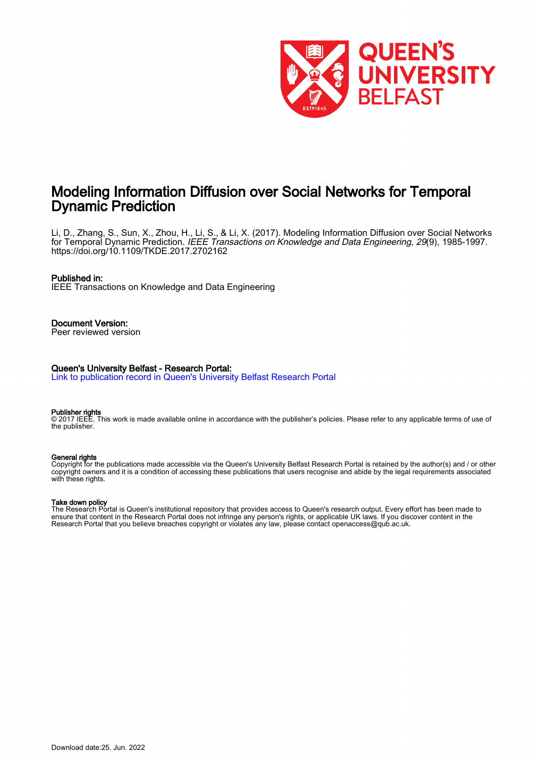# Modeling Information Diffusion over Social Networks for Temporal Dynamic Prediction

Li, D., Zhang, S., Sun, X., Zhou, H., Li, S., & Li, X. (2017). Modeling Information Diffusion over Social Networks for Temporal Dynamic Prediction. *IEEE Transactions on Knowledge and Data Engineering*, *29*(9), 1985-1997. https://doi.org/10.1109/TKDE.2017.2702162

**Published in:**
IEEE Transactions on Knowledge and Data Engineering

**Document Version:**
Peer reviewed version

**Queen's University Belfast - Research Portal:**
Link to publication record in Queen's University Belfast Research Portal

**Publisher rights**
© 2017 IEEE. This work is made available online in accordance with the publisher's policies. Please refer to any applicable terms of use of the publisher.

**General rights**
Copyright for the publications made accessible via the Queen's University Belfast Research Portal is retained by the author(s) and / or other copyright owners and it is a condition of accessing these publications that users recognise and abide by the legal requirements associated with these rights.

**Take down policy**
The Research Portal is Queen's institutional repository that provides access to Queen's research output. Every effort has been made to ensure that content in the Research Portal does not infringe any person's rights, or applicable UK laws. If you discover content in the Research Portal that you believe breaches copyright or violates any law, please contact openaccess@qub.ac.uk.

Download date:25. Jun. 2022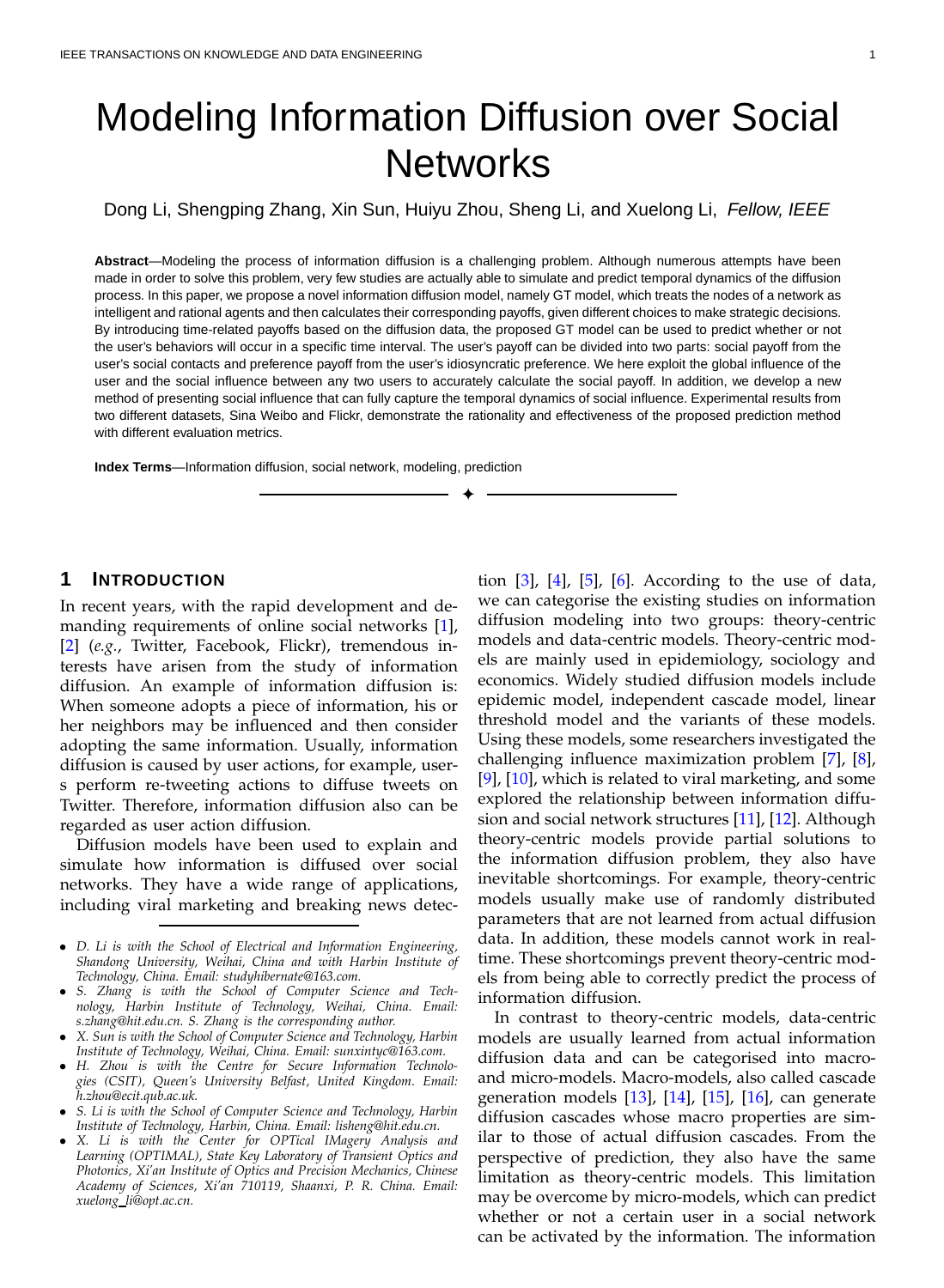# Modeling Information Diffusion over Social Networks

Dong Li, Shengping Zhang, Xin Sun, Huiyu Zhou, Sheng Li, and Xuelong Li, *Fellow, IEEE*

**Abstract**—Modeling the process of information diffusion is a challenging problem. Although numerous attempts have been made in order to solve this problem, very few studies are actually able to simulate and predict temporal dynamics of the diffusion process. In this paper, we propose a novel information diffusion model, namely GT model, which treats the nodes of a network as intelligent and rational agents and then calculates their corresponding payoffs, given different choices to make strategic decisions. By introducing time-related payoffs based on the diffusion data, the proposed GT model can be used to predict whether or not the user's behaviors will occur in a specific time interval. The user's payoff can be divided into two parts: social payoff from the user's social contacts and preference payoff from the user's idiosyncratic preference. We here exploit the global influence of the user and the social influence between any two users to accurately calculate the social payoff. In addition, we develop a new method of presenting social influence that can fully capture the temporal dynamics of social influence. Experimental results from two different datasets, Sina Weibo and Flickr, demonstrate the rationality and effectiveness of the proposed prediction method with different evaluation metrics.

**Index Terms**—Information diffusion, social network, modeling, prediction

## 1 Introduction

In recent years, with the rapid development and demanding requirements of online social networks [1], [2] (*e.g.*, Twitter, Facebook, Flickr), tremendous interests have arisen from the study of information diffusion. An example of information diffusion is: When someone adopts a piece of information, his or her neighbors may be influenced and then consider adopting the same information. Usually, information diffusion is caused by user actions, for example, users perform re-tweeting actions to diffuse tweets on Twitter. Therefore, information diffusion also can be regarded as user action diffusion.

Diffusion models have been used to explain and simulate how information is diffused over social networks. They have a wide range of applications, including viral marketing and breaking news detection [3], [4], [5], [6]. According to the use of data, we can categorise the existing studies on information diffusion modeling into two groups: theory-centric models and data-centric models. Theory-centric models are mainly used in epidemiology, sociology and economics. Widely studied diffusion models include epidemic model, independent cascade model, linear threshold model and the variants of these models. Using these models, some researchers investigated the challenging influence maximization problem [7], [8], [9], [10], which is related to viral marketing, and some explored the relationship between information diffusion and social network structures [11], [12]. Although theory-centric models provide partial solutions to the information diffusion problem, they also have inevitable shortcomings. For example, theory-centric models usually make use of randomly distributed parameters that are not learned from actual diffusion data. In addition, these models cannot work in real-time. These shortcomings prevent theory-centric models from being able to correctly predict the process of information diffusion.

In contrast to theory-centric models, data-centric models are usually learned from actual information diffusion data and can be categorised into macro- and micro-models. Macro-models, also called cascade generation models [13], [14], [15], [16], can generate diffusion cascades whose macro properties are similar to those of actual diffusion cascades. From the perspective of prediction, they also have the same limitation as theory-centric models. This limitation may be overcome by micro-models, which can predict whether or not a certain user in a social network can be activated by the information. The information

- *D. Li is with the School of Electrical and Information Engineering, Shandong University, Weihai, China and with Harbin Institute of Technology, China. Email: studyhibernate@163.com.*
- *S. Zhang is with the School of Computer Science and Technology, Harbin Institute of Technology, Weihai, China. Email: s.zhang@hit.edu.cn. S. Zhang is the corresponding author.*
- *X. Sun is with the School of Computer Science and Technology, Harbin Institute of Technology, Weihai, China. Email: sunxintyc@163.com.*
- *H. Zhou is with the Centre for Secure Information Technologies (CSIT), Queen's University Belfast, United Kingdom. Email: h.zhou@ecit.qub.ac.uk.*
- *S. Li is with the School of Computer Science and Technology, Harbin Institute of Technology, Harbin, China. Email: lisheng@hit.edu.cn.*
- *X. Li is with the Center for OPTical IMagery Analysis and Learning (OPTIMAL), State Key Laboratory of Transient Optics and Photonics, Xi'an Institute of Optics and Precision Mechanics, Chinese Academy of Sciences, Xi'an 710119, Shaanxi, P. R. China. Email: xuelong_li@opt.ac.cn.*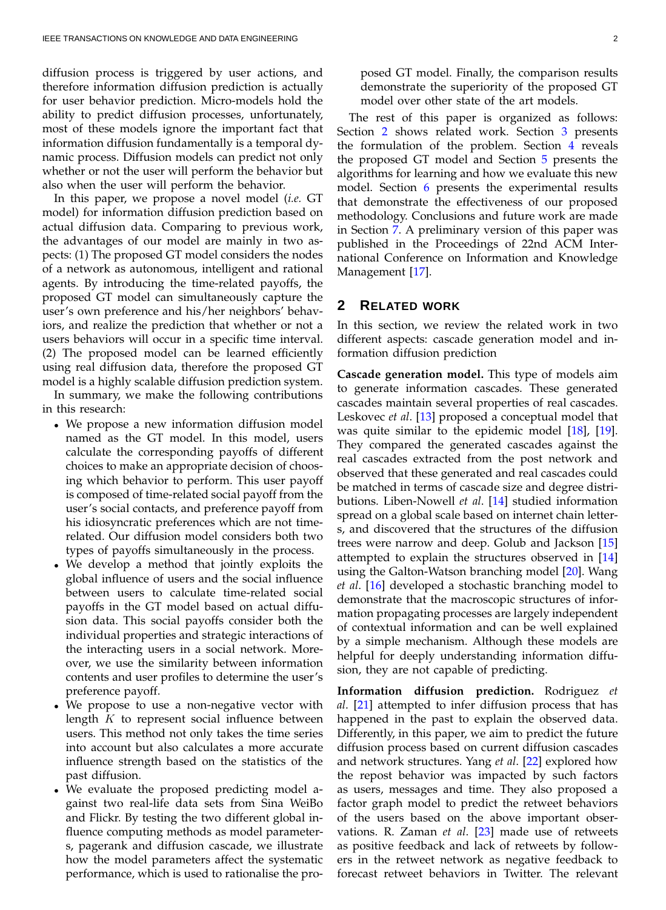diffusion process is triggered by user actions, and therefore information diffusion prediction is actually for user behavior prediction. Micro-models hold the ability to predict diffusion processes, unfortunately, most of these models ignore the important fact that information diffusion fundamentally is a temporal dynamic process. Diffusion models can predict not only whether or not the user will perform the behavior but also when the user will perform the behavior.

In this paper, we propose a novel model (*i.e.* GT model) for information diffusion prediction based on actual diffusion data. Comparing to previous work, the advantages of our model are mainly in two aspects: (1) The proposed GT model considers the nodes of a network as autonomous, intelligent and rational agents. By introducing the time-related payoffs, the proposed GT model can simultaneously capture the user's own preference and his/her neighbors' behaviors, and realize the prediction that whether or not a users behaviors will occur in a specific time interval. (2) The proposed model can be learned efficiently using real diffusion data, therefore the proposed GT model is a highly scalable diffusion prediction system.

In summary, we make the following contributions in this research:

- We propose a new information diffusion model named as the GT model. In this model, users calculate the corresponding payoffs of different choices to make an appropriate decision of choosing which behavior to perform. This user payoff is composed of time-related social payoff from the user's social contacts, and preference payoff from his idiosyncratic preferences which are not time-related. Our diffusion model considers both two types of payoffs simultaneously in the process.
- We develop a method that jointly exploits the global influence of users and the social influence between users to calculate time-related social payoffs in the GT model based on actual diffusion data. This social payoffs consider both the individual properties and strategic interactions of the interacting users in a social network. Moreover, we use the similarity between information contents and user profiles to determine the user's preference payoff.
- We propose to use a non-negative vector with length $K$ to represent social influence between users. This method not only takes the time series into account but also calculates a more accurate influence strength based on the statistics of the past diffusion.
- We evaluate the proposed predicting model against two real-life data sets from Sina WeiBo and Flickr. By testing the two different global influence computing methods as model parameters, pagerank and diffusion cascade, we illustrate how the model parameters affect the systematic performance, which is used to rationalise the proposed GT model. Finally, the comparison results demonstrate the superiority of the proposed GT model over other state of the art models.

The rest of this paper is organized as follows: Section 2 shows related work. Section 3 presents the formulation of the problem. Section 4 reveals the proposed GT model and Section 5 presents the algorithms for learning and how we evaluate this new model. Section 6 presents the experimental results that demonstrate the effectiveness of our proposed methodology. Conclusions and future work are made in Section 7. A preliminary version of this paper was published in the Proceedings of 22nd ACM International Conference on Information and Knowledge Management [17].

## 2 Related work

In this section, we review the related work in two different aspects: cascade generation model and information diffusion prediction

**Cascade generation model.** This type of models aim to generate information cascades. These generated cascades maintain several properties of real cascades. Leskovec *et al*. [13] proposed a conceptual model that was quite similar to the epidemic model [18], [19]. They compared the generated cascades against the real cascades extracted from the post network and observed that these generated and real cascades could be matched in terms of cascade size and degree distributions. Liben-Nowell *et al.* [14] studied information spread on a global scale based on internet chain letters, and discovered that the structures of the diffusion trees were narrow and deep. Golub and Jackson [15] attempted to explain the structures observed in [14] using the Galton-Watson branching model [20]. Wang *et al*. [16] developed a stochastic branching model to demonstrate that the macroscopic structures of information propagating processes are largely independent of contextual information and can be well explained by a simple mechanism. Although these models are helpful for deeply understanding information diffusion, they are not capable of predicting.

**Information diffusion prediction.** Rodriguez *et al*. [21] attempted to infer diffusion process that has happened in the past to explain the observed data. Differently, in this paper, we aim to predict the future diffusion process based on current diffusion cascades and network structures. Yang *et al*. [22] explored how the repost behavior was impacted by such factors as users, messages and time. They also proposed a factor graph model to predict the retweet behaviors of the users based on the above important observations. R. Zaman *et al*. [23] made use of retweets as positive feedback and lack of retweets by followers in the retweet network as negative feedback to forecast retweet behaviors in Twitter. The relevant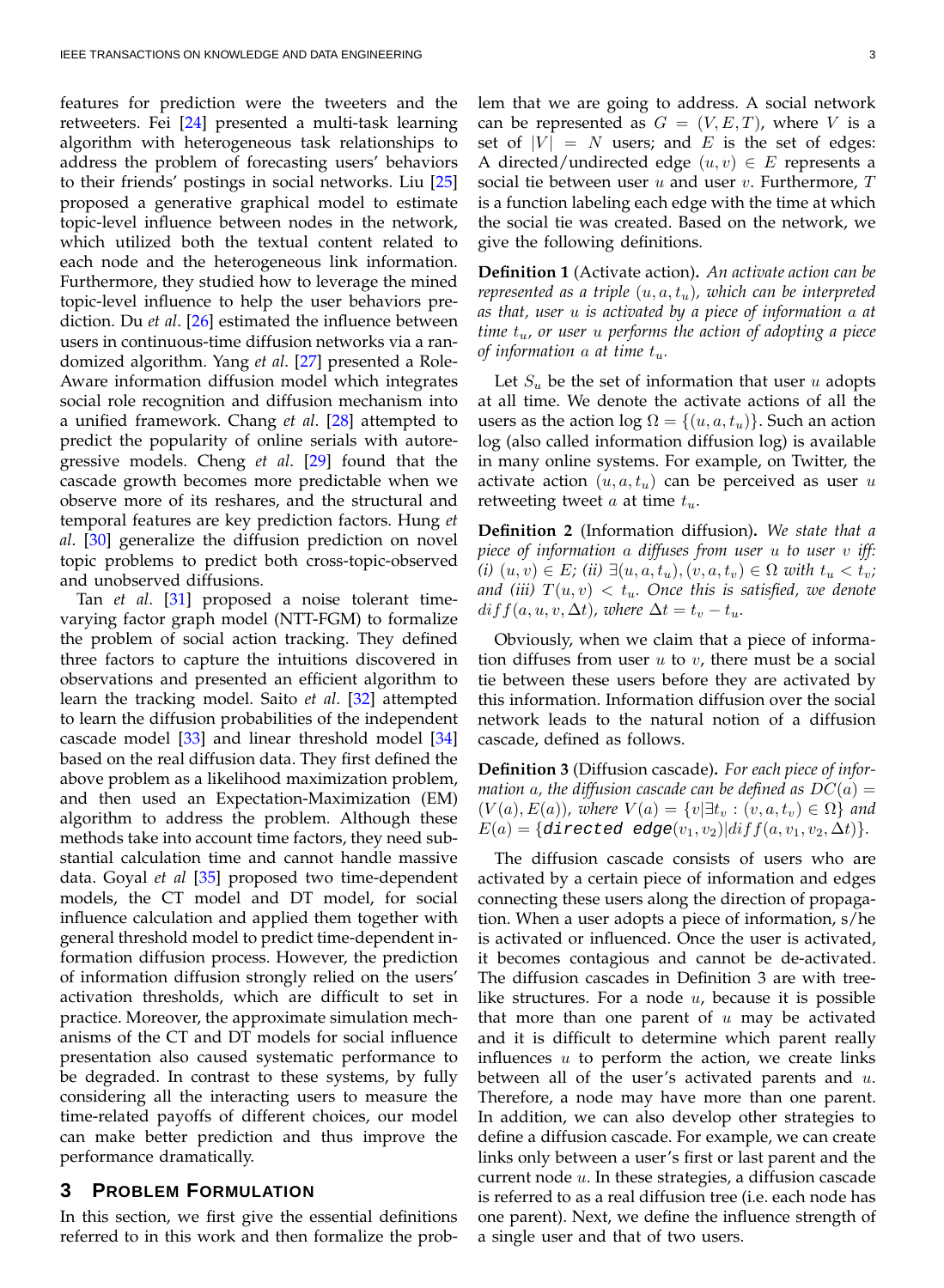features for prediction were the tweeters and the retweeters. Fei [24] presented a multi-task learning algorithm with heterogeneous task relationships to address the problem of forecasting users' behaviors to their friends' postings in social networks. Liu [25] proposed a generative graphical model to estimate topic-level influence between nodes in the network, which utilized both the textual content related to each node and the heterogeneous link information. Furthermore, they studied how to leverage the mined topic-level influence to help the user behaviors prediction. Du *et al*. [26] estimated the influence between users in continuous-time diffusion networks via a randomized algorithm. Yang *et al*. [27] presented a Role-Aware information diffusion model which integrates social role recognition and diffusion mechanism into a unified framework. Chang *et al*. [28] attempted to predict the popularity of online serials with autoregressive models. Cheng *et al*. [29] found that the cascade growth becomes more predictable when we observe more of its reshares, and the structural and temporal features are key prediction factors. Hung *et al*. [30] generalize the diffusion prediction on novel topic problems to predict both cross-topic-observed and unobserved diffusions.

Tan *et al*. [31] proposed a noise tolerant time-varying factor graph model (NTT-FGM) to formalize the problem of social action tracking. They defined three factors to capture the intuitions discovered in observations and presented an efficient algorithm to learn the tracking model. Saito *et al*. [32] attempted to learn the diffusion probabilities of the independent cascade model [33] and linear threshold model [34] based on the real diffusion data. They first defined the above problem as a likelihood maximization problem, and then used an Expectation-Maximization (EM) algorithm to address the problem. Although these methods take into account time factors, they need substantial calculation time and cannot handle massive data. Goyal *et al* [35] proposed two time-dependent models, the CT model and DT model, for social influence calculation and applied them together with general threshold model to predict time-dependent information diffusion process. However, the prediction of information diffusion strongly relied on the users' activation thresholds, which are difficult to set in practice. Moreover, the approximate simulation mechanisms of the CT and DT models for social influence presentation also caused systematic performance to be degraded. In contrast to these systems, by fully considering all the interacting users to measure the time-related payoffs of different choices, our model can make better prediction and thus improve the performance dramatically.

# 3 Problem Formulation

In this section, we first give the essential definitions referred to in this work and then formalize the problem that we are going to address. A social network can be represented as $G = (V, E, T)$, where $V$ is a set of $|V| = N$ users; and $E$ is the set of edges: A directed/undirected edge $(u, v) \in E$ represents a social tie between user $u$ and user $v$. Furthermore, $T$ is a function labeling each edge with the time at which the social tie was created. Based on the network, we give the following definitions.

**Definition 1** (Activate action)**.** *An activate action can be represented as a triple $(u, a, t_u)$, which can be interpreted as that, user $u$ is activated by a piece of information $a$ at time $t_u$, or user $u$ performs the action of adopting a piece of information $a$ at time $t_u$.*

Let $S_u$ be the set of information that user $u$ adopts at all time. We denote the activate actions of all the users as the action log $\Omega = \{(u, a, t_u)\}$. Such an action log (also called information diffusion log) is available in many online systems. For example, on Twitter, the activate action $(u, a, t_u)$ can be perceived as user $u$ retweeting tweet $a$ at time $t_u$.

**Definition 2** (Information diffusion)**.** *We state that a piece of information $a$ diffuses from user $u$ to user $v$ iff: (i) $(u, v) \in E$; (ii) $\exists (u, a, t_u), (v, a, t_v) \in \Omega$ with $t_u < t_v$; and (iii) $T(u, v) < t_u$. Once this is satisfied, we denote $diff(a, u, v, \Delta t)$, where $\Delta t = t_v - t_u$.*

Obviously, when we claim that a piece of information diffuses from user $u$ to $v$, there must be a social tie between these users before they are activated by this information. Information diffusion over the social network leads to the natural notion of a diffusion cascade, defined as follows.

**Definition 3** (Diffusion cascade)**.** *For each piece of information $a$, the diffusion cascade can be defined as $DC(a) = (V(a), E(a))$, where $V(a) = \{v | \exists t_v : (v, a, t_v) \in \Omega\}$ and $E(a) = \{\texttt{directed edge}(v_1, v_2) | diff(a, v_1, v_2, \Delta t)\}$.*

The diffusion cascade consists of users who are activated by a certain piece of information and edges connecting these users along the direction of propagation. When a user adopts a piece of information, s/he is activated or influenced. Once the user is activated, it becomes contagious and cannot be de-activated. The diffusion cascades in Definition 3 are with tree-like structures. For a node $u$, because it is possible that more than one parent of $u$ may be activated and it is difficult to determine which parent really influences $u$ to perform the action, we create links between all of the user's activated parents and $u$. Therefore, a node may have more than one parent. In addition, we can also develop other strategies to define a diffusion cascade. For example, we can create links only between a user's first or last parent and the current node $u$. In these strategies, a diffusion cascade is referred to as a real diffusion tree (i.e. each node has one parent). Next, we define the influence strength of a single user and that of two users.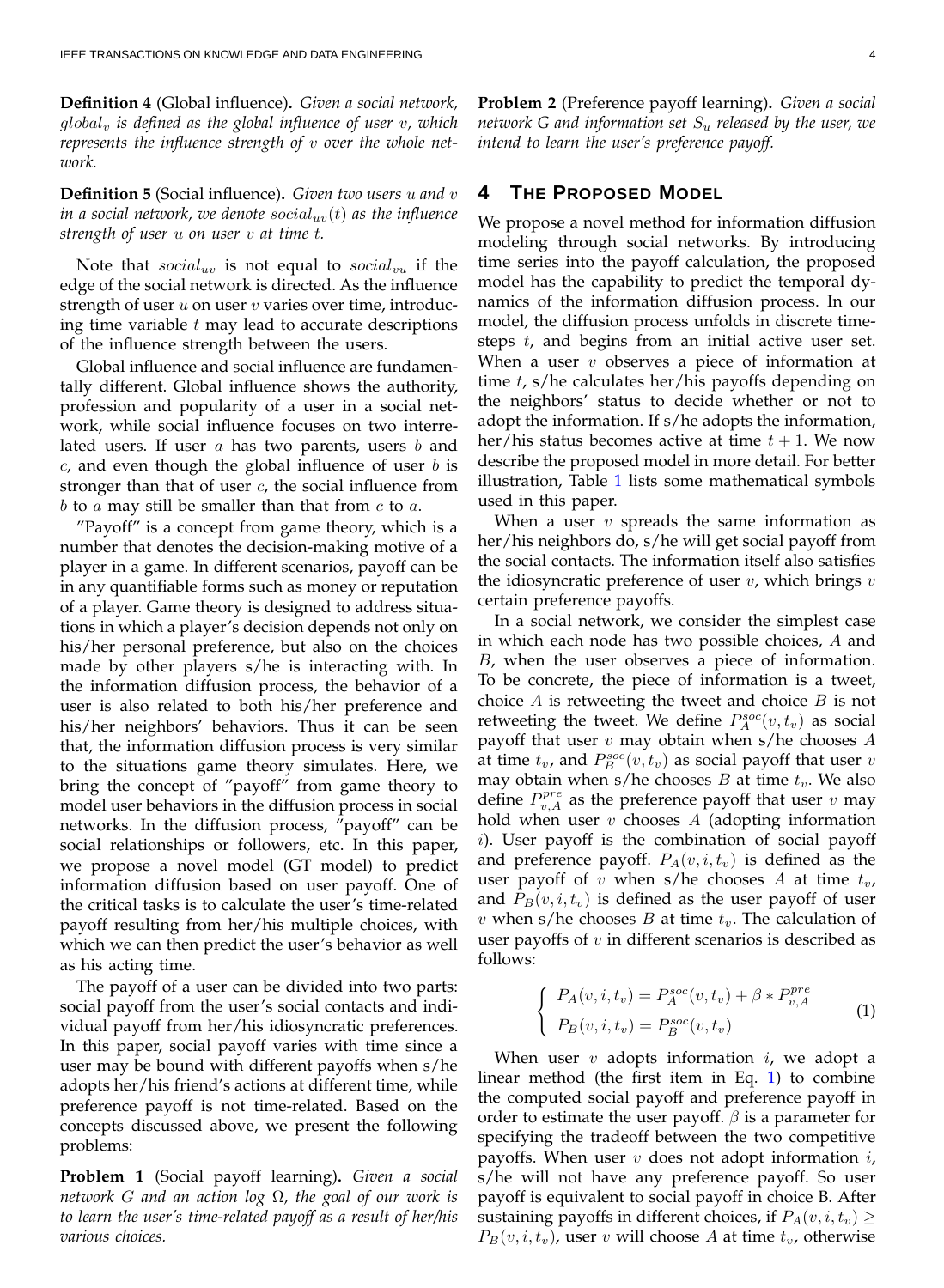**Definition 4** (Global influence)**.** *Given a social network, $global_v$ is defined as the global influence of user $v$, which represents the influence strength of $v$ over the whole network.*

**Definition 5** (Social influence)**.** *Given two users $u$ and $v$ in a social network, we denote $social_{uv}(t)$ as the influence strength of user $u$ on user $v$ at time $t$.*

Note that $social_{uv}$ is not equal to $social_{vu}$ if the edge of the social network is directed. As the influence strength of user $u$ on user $v$ varies over time, introducing time variable $t$ may lead to accurate descriptions of the influence strength between the users.

Global influence and social influence are fundamentally different. Global influence shows the authority, profession and popularity of a user in a social network, while social influence focuses on two interrelated users. If user $a$ has two parents, users $b$ and $c$, and even though the global influence of user $b$ is stronger than that of user $c$, the social influence from $b$ to $a$ may still be smaller than that from $c$ to $a$.

"Payoff" is a concept from game theory, which is a number that denotes the decision-making motive of a player in a game. In different scenarios, payoff can be in any quantifiable forms such as money or reputation of a player. Game theory is designed to address situations in which a player's decision depends not only on his/her personal preference, but also on the choices made by other players s/he is interacting with. In the information diffusion process, the behavior of a user is also related to both his/her preference and his/her neighbors' behaviors. Thus it can be seen that, the information diffusion process is very similar to the situations game theory simulates. Here, we bring the concept of "payoff" from game theory to model user behaviors in the diffusion process in social networks. In the diffusion process, "payoff" can be social relationships or followers, etc. In this paper, we propose a novel model (GT model) to predict information diffusion based on user payoff. One of the critical tasks is to calculate the user's time-related payoff resulting from her/his multiple choices, with which we can then predict the user's behavior as well as his acting time.

The payoff of a user can be divided into two parts: social payoff from the user's social contacts and individual payoff from her/his idiosyncratic preferences. In this paper, social payoff varies with time since a user may be bound with different payoffs when s/he adopts her/his friend's actions at different time, while preference payoff is not time-related. Based on the concepts discussed above, we present the following problems:

**Problem 1** (Social payoff learning)**.** *Given a social network $G$ and an action log $\Omega$, the goal of our work is to learn the user's time-related payoff as a result of her/his various choices.*

**Problem 2** (Preference payoff learning)**.** *Given a social network G and information set $S_u$ released by the user, we intend to learn the user's preference payoff.*

## 4 The Proposed Model

We propose a novel method for information diffusion modeling through social networks. By introducing time series into the payoff calculation, the proposed model has the capability to predict the temporal dynamics of the information diffusion process. In our model, the diffusion process unfolds in discrete timesteps $t$, and begins from an initial active user set. When a user $v$ observes a piece of information at time $t$, s/he calculates her/his payoffs depending on the neighbors' status to decide whether or not to adopt the information. If s/he adopts the information, her/his status becomes active at time $t+1$. We now describe the proposed model in more detail. For better illustration, Table 1 lists some mathematical symbols used in this paper.

When a user $v$ spreads the same information as her/his neighbors do, s/he will get social payoff from the social contacts. The information itself also satisfies the idiosyncratic preference of user $v$, which brings $v$ certain preference payoffs.

In a social network, we consider the simplest case in which each node has two possible choices, $A$ and $B$, when the user observes a piece of information. To be concrete, the piece of information is a tweet, choice $A$ is retweeting the tweet and choice $B$ is not retweeting the tweet. We define $P_A^{soc}(v, t_v)$ as social payoff that user $v$ may obtain when s/he chooses $A$ at time $t_v$, and $P_B^{soc}(v, t_v)$ as social payoff that user $v$ may obtain when s/he chooses $B$ at time $t_v$. We also define $P_{v,A}^{pre}$ as the preference payoff that user $v$ may hold when user $v$ chooses $A$ (adopting information $i$). User payoff is the combination of social payoff and preference payoff. $P_A(v, i, t_v)$ is defined as the user payoff of $v$ when s/he chooses $A$ at time $t_v$, and $P_B(v, i, t_v)$ is defined as the user payoff of user $v$ when s/he chooses $B$ at time $t_v$. The calculation of user payoffs of $v$ in different scenarios is described as follows:

$$
\begin{cases}
P_A(v, i, t_v) = P_A^{soc}(v, t_v) + \beta * P_{v,A}^{pre} \\
P_B(v, i, t_v) = P_B^{soc}(v, t_v)
\end{cases}
\tag{1}
$$

When user $v$ adopts information $i$, we adopt a linear method (the first item in Eq. 1) to combine the computed social payoff and preference payoff in order to estimate the user payoff. $\beta$ is a parameter for specifying the tradeoff between the two competitive payoffs. When user $v$ does not adopt information $i$, s/he will not have any preference payoff. So user payoff is equivalent to social payoff in choice B. After sustaining payoffs in different choices, if $P_A(v, i, t_v) \geq P_B(v, i, t_v)$, user $v$ will choose $A$ at time $t_v$, otherwise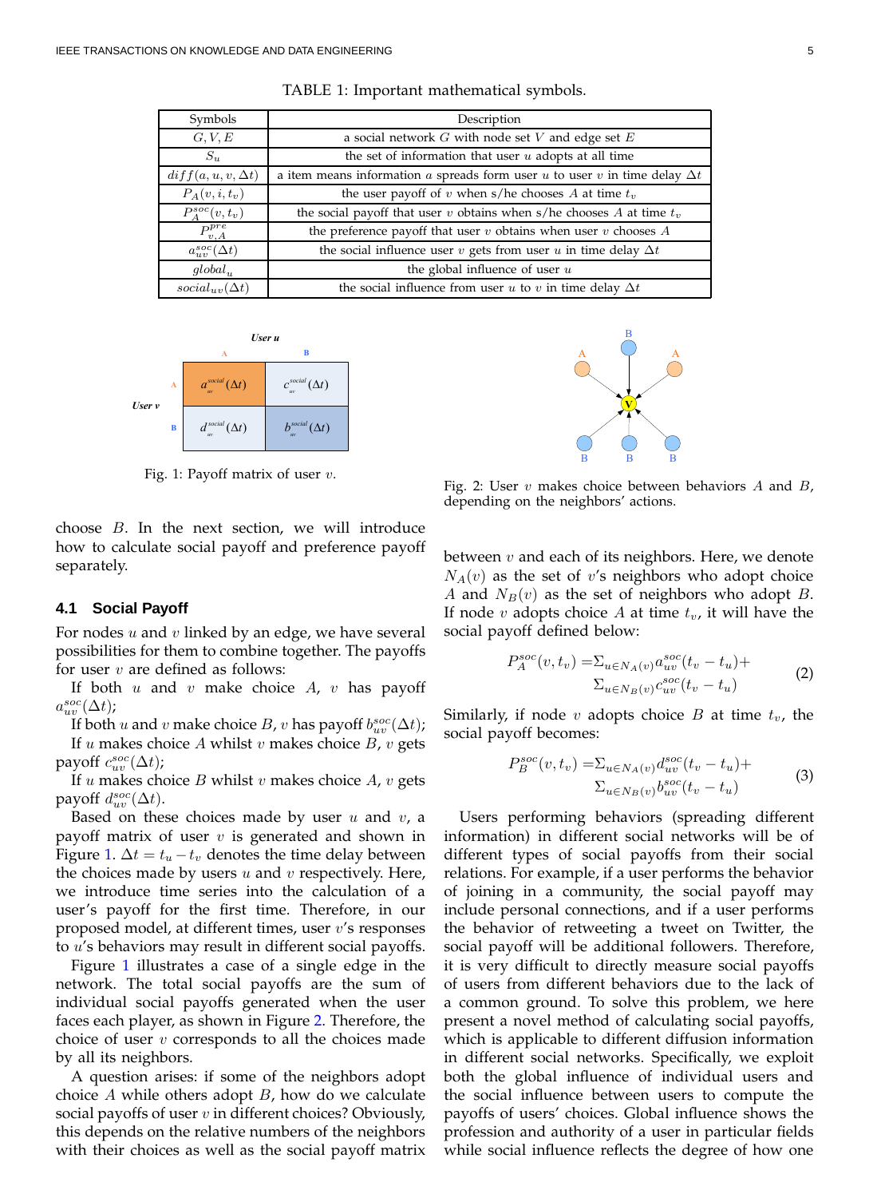TABLE 1: Important mathematical symbols.

| Symbols | Description |
|---|---|
| $G, V, E$ | a social network $G$ with node set $V$ and edge set $E$ |
| $S_u$ | the set of information that user $u$ adopts at all time |
| $diff(a, u, v, \Delta t)$ | a item means information $a$ spreads form user $u$ to user $v$ in time delay $\Delta t$ |
| $P_A(v, i, t_v)$ | the user payoff of $v$ when s/he chooses $A$ at time $t_v$ |
| $P_A^{soc}(v, t_v)$ | the social payoff that user $v$ obtains when s/he chooses $A$ at time $t_v$ |
| $P_{v,A}^{pre}$ | the preference payoff that user $v$ obtains when user $v$ chooses $A$ |
| $a_{uv}^{soc}(\Delta t)$ | the social influence user $v$ gets from user $u$ in time delay $\Delta t$ |
| $global_u$ | the global influence of user $u$ |
| $social_{uv}(\Delta t)$ | the social influence from user $u$ to $v$ in time delay $\Delta t$ |

User u

A B

User v

A B

$a_{uv}^{social}(\Delta t)$ $c_{uv}^{social}(\Delta t)$ $d_{uv}^{social}(\Delta t)$ $b_{uv}^{social}(\Delta t)$

Fig. 1: Payoff matrix of user $v$.

B A A V B B B

Fig. 2: User $v$ makes choice between behaviors $A$ and $B$, depending on the neighbors' actions.

choose $B$. In the next section, we will introduce how to calculate social payoff and preference payoff separately.

### 4.1 Social Payoff

For nodes $u$ and $v$ linked by an edge, we have several possibilities for them to combine together. The payoffs for user $v$ are defined as follows:

If both $u$ and $v$ make choice $A$, $v$ has payoff $a_{uv}^{soc}(\Delta t)$;

If both $u$ and $v$ make choice $B$, $v$ has payoff $b_{uv}^{soc}(\Delta t)$;

If $u$ makes choice $A$ whilst $v$ makes choice $B$, $v$ gets payoff $c_{uv}^{soc}(\Delta t)$;

If $u$ makes choice $B$ whilst $v$ makes choice $A$, $v$ gets payoff $d_{uv}^{soc}(\Delta t)$.

Based on these choices made by user $u$ and $v$, a payoff matrix of user $v$ is generated and shown in Figure 1. $\Delta t = t_u - t_v$ denotes the time delay between the choices made by users $u$ and $v$ respectively. Here, we introduce time series into the calculation of a user's payoff for the first time. Therefore, in our proposed model, at different times, user $v$'s responses to $u$'s behaviors may result in different social payoffs.

Figure 1 illustrates a case of a single edge in the network. The total social payoffs are the sum of individual social payoffs generated when the user faces each player, as shown in Figure 2. Therefore, the choice of user $v$ corresponds to all the choices made by all its neighbors.

A question arises: if some of the neighbors adopt choice $A$ while others adopt $B$, how do we calculate social payoffs of user $v$ in different choices? Obviously, this depends on the relative numbers of the neighbors with their choices as well as the social payoff matrix between $v$ and each of its neighbors. Here, we denote $N_A(v)$ as the set of $v$'s neighbors who adopt choice $A$ and $N_B(v)$ as the set of neighbors who adopt $B$. If node $v$ adopts choice $A$ at time $t_v$, it will have the social payoff defined below:

$$P_A^{soc}(v, t_v) = \Sigma_{u \in N_A(v)} a_{uv}^{soc}(t_v - t_u) + \Sigma_{u \in N_B(v)} c_{uv}^{soc}(t_v - t_u) \tag{2}$$

Similarly, if node $v$ adopts choice $B$ at time $t_v$, the social payoff becomes:

$$P_B^{soc}(v, t_v) = \Sigma_{u \in N_A(v)} d_{uv}^{soc}(t_v - t_u) + \Sigma_{u \in N_B(v)} b_{uv}^{soc}(t_v - t_u) \tag{3}$$

Users performing behaviors (spreading different information) in different social networks will be of different types of social payoffs from their social relations. For example, if a user performs the behavior of joining in a community, the social payoff may include personal connections, and if a user performs the behavior of retweeting a tweet on Twitter, the social payoff will be additional followers. Therefore, it is very difficult to directly measure social payoffs of users from different behaviors due to the lack of a common ground. To solve this problem, we here present a novel method of calculating social payoffs, which is applicable to different diffusion information in different social networks. Specifically, we exploit both the global influence of individual users and the social influence between users to compute the payoffs of users' choices. Global influence shows the profession and authority of a user in particular fields while social influence reflects the degree of how one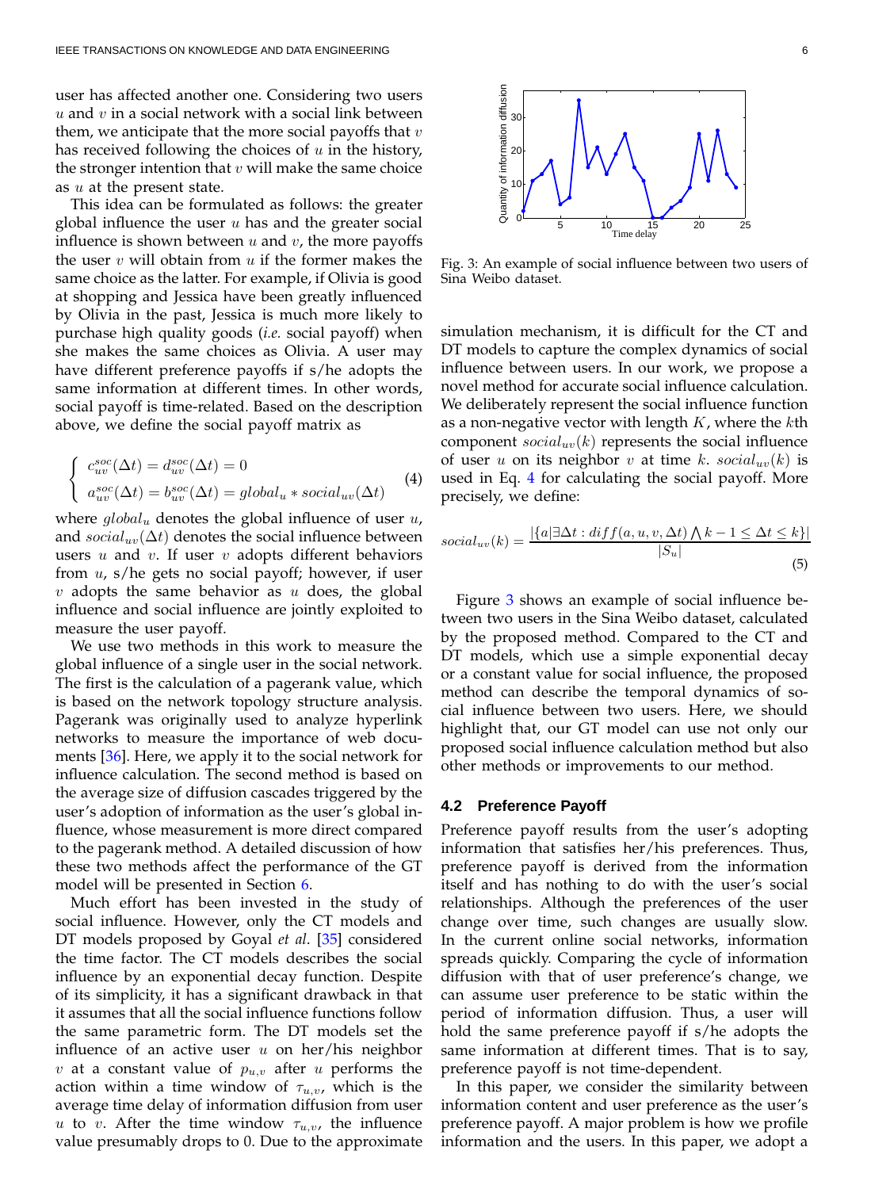user has affected another one. Considering two users $u$ and $v$ in a social network with a social link between them, we anticipate that the more social payoffs that $v$ has received following the choices of $u$ in the history, the stronger intention that $v$ will make the same choice as $u$ at the present state.

This idea can be formulated as follows: the greater global influence the user $u$ has and the greater social influence is shown between $u$ and $v$, the more payoffs the user $v$ will obtain from $u$ if the former makes the same choice as the latter. For example, if Olivia is good at shopping and Jessica have been greatly influenced by Olivia in the past, Jessica is much more likely to purchase high quality goods (*i.e.* social payoff) when she makes the same choices as Olivia. A user may have different preference payoffs if s/he adopts the same information at different times. In other words, social payoff is time-related. Based on the description above, we define the social payoff matrix as

$$\begin{cases} c_{uv}^{soc}(\Delta t) = d_{uv}^{soc}(\Delta t) = 0 \\ a_{uv}^{soc}(\Delta t) = b_{uv}^{soc}(\Delta t) = global_u * social_{uv}(\Delta t) \end{cases} \tag{4}$$

where $global_u$ denotes the global influence of user $u$, and $social_{uv}(\Delta t)$ denotes the social influence between users $u$ and $v$. If user $v$ adopts different behaviors from $u$, s/he gets no social payoff; however, if user $v$ adopts the same behavior as $u$ does, the global influence and social influence are jointly exploited to measure the user payoff.

We use two methods in this work to measure the global influence of a single user in the social network. The first is the calculation of a pagerank value, which is based on the network topology structure analysis. Pagerank was originally used to analyze hyperlink networks to measure the importance of web documents [36]. Here, we apply it to the social network for influence calculation. The second method is based on the average size of diffusion cascades triggered by the user's adoption of information as the user's global influence, whose measurement is more direct compared to the pagerank method. A detailed discussion of how these two methods affect the performance of the GT model will be presented in Section 6.

Much effort has been invested in the study of social influence. However, only the CT models and DT models proposed by Goyal *et al*. [35] considered the time factor. The CT models describes the social influence by an exponential decay function. Despite of its simplicity, it has a significant drawback in that it assumes that all the social influence functions follow the same parametric form. The DT models set the influence of an active user $u$ on her/his neighbor $v$ at a constant value of $p_{u,v}$ after $u$ performs the action within a time window of $\tau_{u,v}$, which is the average time delay of information diffusion from user $u$ to $v$. After the time window $\tau_{u,v}$, the influence value presumably drops to 0. Due to the approximate simulation mechanism, it is difficult for the CT and DT models to capture the complex dynamics of social influence between users. In our work, we propose a novel method for accurate social influence calculation. We deliberately represent the social influence function as a non-negative vector with length $K$, where the $k$th component $social_{uv}(k)$ represents the social influence of user $u$ on its neighbor $v$ at time $k$. $social_{uv}(k)$ is used in Eq. 4 for calculating the social payoff. More precisely, we define:

$$social_{uv}(k) = \frac{|\{a|\exists \Delta t : diff(a, u, v, \Delta t) \bigwedge k-1 \leq \Delta t \leq k\}|}{|S_u|} \tag{5}$$

Quantity of information diffusion
Time delay
0 10 20 30
5 10 15 20 25

Fig. 3: An example of social influence between two users of Sina Weibo dataset.

Figure 3 shows an example of social influence between two users in the Sina Weibo dataset, calculated by the proposed method. Compared to the CT and DT models, which use a simple exponential decay or a constant value for social influence, the proposed method can describe the temporal dynamics of social influence between two users. Here, we should highlight that, our GT model can use not only our proposed social influence calculation method but also other methods or improvements to our method.

### 4.2 Preference Payoff

Preference payoff results from the user's adopting information that satisfies her/his preferences. Thus, preference payoff is derived from the information itself and has nothing to do with the user's social relationships. Although the preferences of the user change over time, such changes are usually slow. In the current online social networks, information spreads quickly. Comparing the cycle of information diffusion with that of user preference's change, we can assume user preference to be static within the period of information diffusion. Thus, a user will hold the same preference payoff if s/he adopts the same information at different times. That is to say, preference payoff is not time-dependent.

In this paper, we consider the similarity between information content and user preference as the user's preference payoff. A major problem is how we profile information and the users. In this paper, we adopt a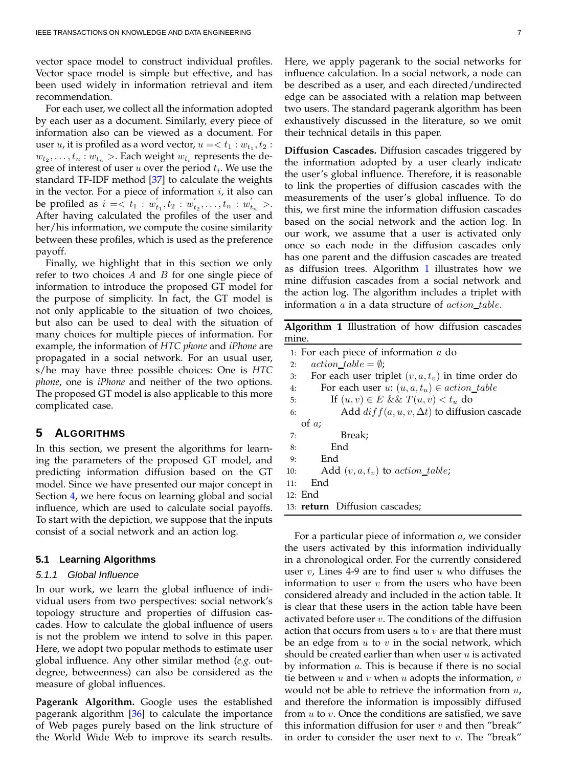vector space model to construct individual profiles. Vector space model is simple but effective, and has been used widely in information retrieval and item recommendation.

For each user, we collect all the information adopted by each user as a document. Similarly, every piece of information also can be viewed as a document. For user $u$, it is profiled as a word vector, $u = < t_1 : w_{t_1}, t_2 : w_{t_2}, \dots, t_n : w_{t_n} >$. Each weight $w_{t_i}$ represents the degree of interest of user $u$ over the period $t_i$. We use the standard TF-IDF method [37] to calculate the weights in the vector. For a piece of information $i$, it also can be profiled as $i = < t_1 : w^{'}_{t_1}, t_2 : w^{'}_{t_2}, \dots, t_n : w^{'}_{t_n} >$. After having calculated the profiles of the user and her/his information, we compute the cosine similarity between these profiles, which is used as the preference payoff.

Finally, we highlight that in this section we only refer to two choices $A$ and $B$ for one single piece of information to introduce the proposed GT model for the purpose of simplicity. In fact, the GT model is not only applicable to the situation of two choices, but also can be used to deal with the situation of many choices for multiple pieces of information. For example, the information of *HTC phone* and *iPhone* are propagated in a social network. For an usual user, s/he may have three possible choices: One is *HTC phone*, one is *iPhone* and neither of the two options. The proposed GT model is also applicable to this more complicated case.

# 5 ALGORITHMS

In this section, we present the algorithms for learning the parameters of the proposed GT model, and predicting information diffusion based on the GT model. Since we have presented our major concept in Section 4, we here focus on learning global and social influence, which are used to calculate social payoffs. To start with the depiction, we suppose that the inputs consist of a social network and an action log.

## 5.1 Learning Algorithms

### 5.1.1 Global Influence

In our work, we learn the global influence of individual users from two perspectives: social network's topology structure and properties of diffusion cascades. How to calculate the global influence of users is not the problem we intend to solve in this paper. Here, we adopt two popular methods to estimate user global influence. Any other similar method (*e.g.* outdegree, betweenness) can also be considered as the measure of global influences.

**Pagerank Algorithm.** Google uses the established pagerank algorithm [36] to calculate the importance of Web pages purely based on the link structure of the World Wide Web to improve its search results. Here, we apply pagerank to the social networks for influence calculation. In a social network, a node can be described as a user, and each directed/undirected edge can be associated with a relation map between two users. The standard pagerank algorithm has been exhaustively discussed in the literature, so we omit their technical details in this paper.

**Diffusion Cascades.** Diffusion cascades triggered by the information adopted by a user clearly indicate the user's global influence. Therefore, it is reasonable to link the properties of diffusion cascades with the measurements of the user's global influence. To do this, we first mine the information diffusion cascades based on the social network and the action log. In our work, we assume that a user is activated only once so each node in the diffusion cascades only has one parent and the diffusion cascades are treated as diffusion trees. Algorithm 1 illustrates how we mine diffusion cascades from a social network and the action log. The algorithm includes a triplet with information $a$ in a data structure of $action\_table$.

**Algorithm 1** Illustration of how diffusion cascades mine.

```
1:  For each piece of information a do
2:      action_table = ∅;
3:      For each user triplet (v, a, t_v) in time order do
4:          For each user u: (u, a, t_u) ∈ action_table
5:              If (u, v) ∈ E && T(u, v) < t_u do
6:                  Add diff(a, u, v, Δt) to diffusion cascade of a;
7:                  Break;
8:              End
9:          End
10:         Add (v, a, t_v) to action_table;
11:     End
12: End
13: return Diffusion cascades;
```

For a particular piece of information $a$, we consider the users activated by this information individually in a chronological order. For the currently considered user $v$, Lines 4-9 are to find user $u$ who diffuses the information to user $v$ from the users who have been considered already and included in the action table. It is clear that these users in the action table have been activated before user $v$. The conditions of the diffusion action that occurs from users $u$ to $v$ are that there must be an edge from $u$ to $v$ in the social network, which should be created earlier than when user $u$ is activated by information $a$. This is because if there is no social tie between $u$ and $v$ when $u$ adopts the information, $v$ would not be able to retrieve the information from $u$, and therefore the information is impossibly diffused from $u$ to $v$. Once the conditions are satisfied, we save this information diffusion for user $v$ and then "break" in order to consider the user next to $v$. The "break"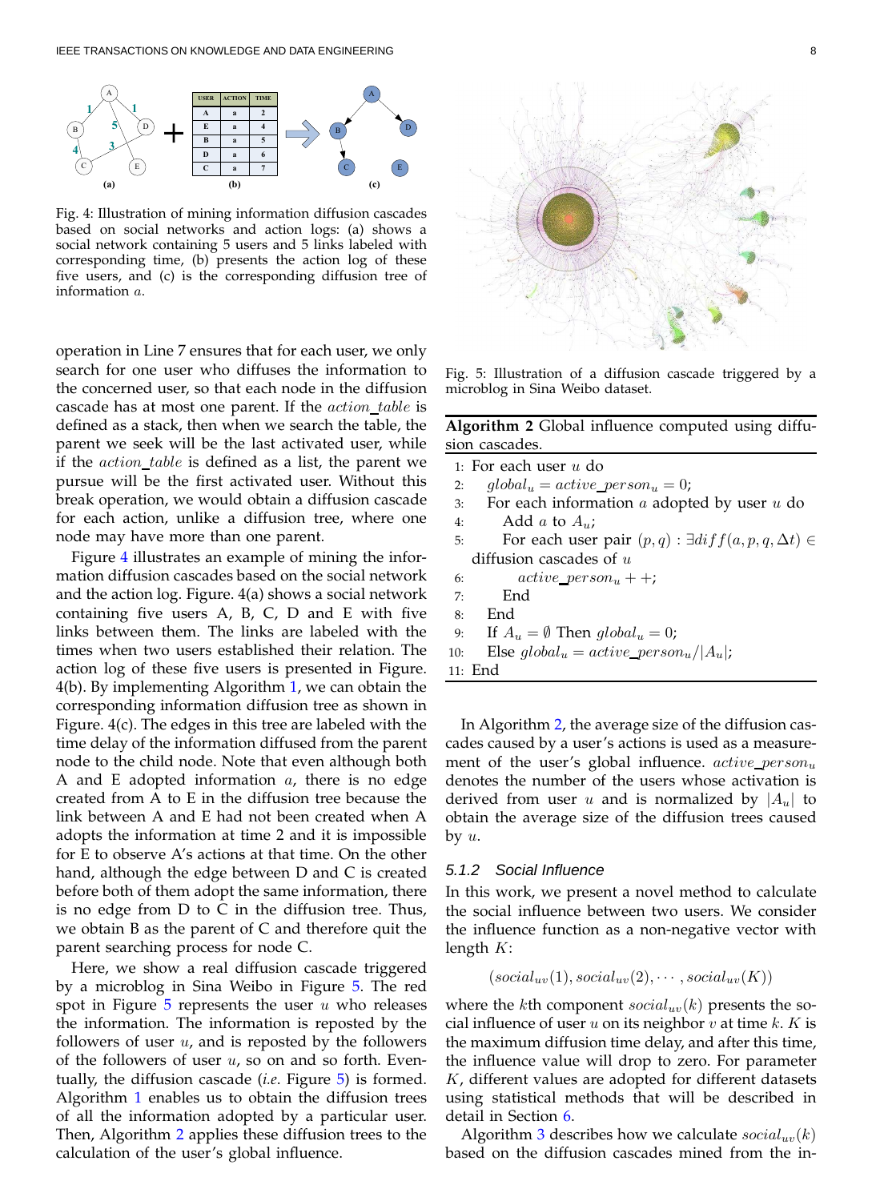Fig. 4: Illustration of mining information diffusion cascades based on social networks and action logs: (a) shows a social network containing 5 users and 5 links labeled with corresponding time, (b) presents the action log of these five users, and (c) is the corresponding diffusion tree of information $a$.

operation in Line 7 ensures that for each user, we only search for one user who diffuses the information to the concerned user, so that each node in the diffusion cascade has at most one parent. If the $action\_table$ is defined as a stack, then when we search the table, the parent we seek will be the last activated user, while if the $action\_table$ is defined as a list, the parent we pursue will be the first activated user. Without this break operation, we would obtain a diffusion cascade for each action, unlike a diffusion tree, where one node may have more than one parent.

Figure 4 illustrates an example of mining the information diffusion cascades based on the social network and the action log. Figure. 4(a) shows a social network containing five users A, B, C, D and E with five links between them. The links are labeled with the times when two users established their relation. The action log of these five users is presented in Figure. 4(b). By implementing Algorithm 1, we can obtain the corresponding information diffusion tree as shown in Figure. 4(c). The edges in this tree are labeled with the time delay of the information diffused from the parent node to the child node. Note that even although both A and E adopted information $a$, there is no edge created from A to E in the diffusion tree because the link between A and E had not been created when A adopts the information at time 2 and it is impossible for E to observe A's actions at that time. On the other hand, although the edge between D and C is created before both of them adopt the same information, there is no edge from D to C in the diffusion tree. Thus, we obtain B as the parent of C and therefore quit the parent searching process for node C.

Here, we show a real diffusion cascade triggered by a microblog in Sina Weibo in Figure 5. The red spot in Figure 5 represents the user $u$ who releases the information. The information is reposted by the followers of user $u$, and is reposted by the followers of the followers of user $u$, so on and so forth. Eventually, the diffusion cascade (*i.e.* Figure 5) is formed. Algorithm 1 enables us to obtain the diffusion trees of all the information adopted by a particular user. Then, Algorithm 2 applies these diffusion trees to the calculation of the user's global influence.

Fig. 5: Illustration of a diffusion cascade triggered by a microblog in Sina Weibo dataset.

**Algorithm 2** Global influence computed using diffusion cascades.

1: For each user $u$ do
2: $global_u = active\_person_u = 0$;
3: For each information $a$ adopted by user $u$ do
4: Add $a$ to $A_u$;
5: For each user pair $(p, q)$ : $\exists diff(a, p, q, \Delta t) \in$ diffusion cascades of $u$
6: $active\_person_u + +$;
7: End
8: End
9: If $A_u = \emptyset$ Then $global_u = 0$;
10: Else $global_u = active\_person_u / |A_u|$;
11: End

In Algorithm 2, the average size of the diffusion cascades caused by a user's actions is used as a measurement of the user's global influence. $active\_person_u$ denotes the number of the users whose activation is derived from user $u$ and is normalized by $|A_u|$ to obtain the average size of the diffusion trees caused by $u$.

#### 5.1.2 Social Influence

In this work, we present a novel method to calculate the social influence between two users. We consider the influence function as a non-negative vector with length $K$:

$$(social_{uv}(1), social_{uv}(2), \cdots, social_{uv}(K))$$

where the $k$th component $social_{uv}(k)$ presents the social influence of user $u$ on its neighbor $v$ at time $k$. $K$ is the maximum diffusion time delay, and after this time, the influence value will drop to zero. For parameter $K$, different values are adopted for different datasets using statistical methods that will be described in detail in Section 6.

Algorithm 3 describes how we calculate $social_{uv}(k)$ based on the diffusion cascades mined from the in-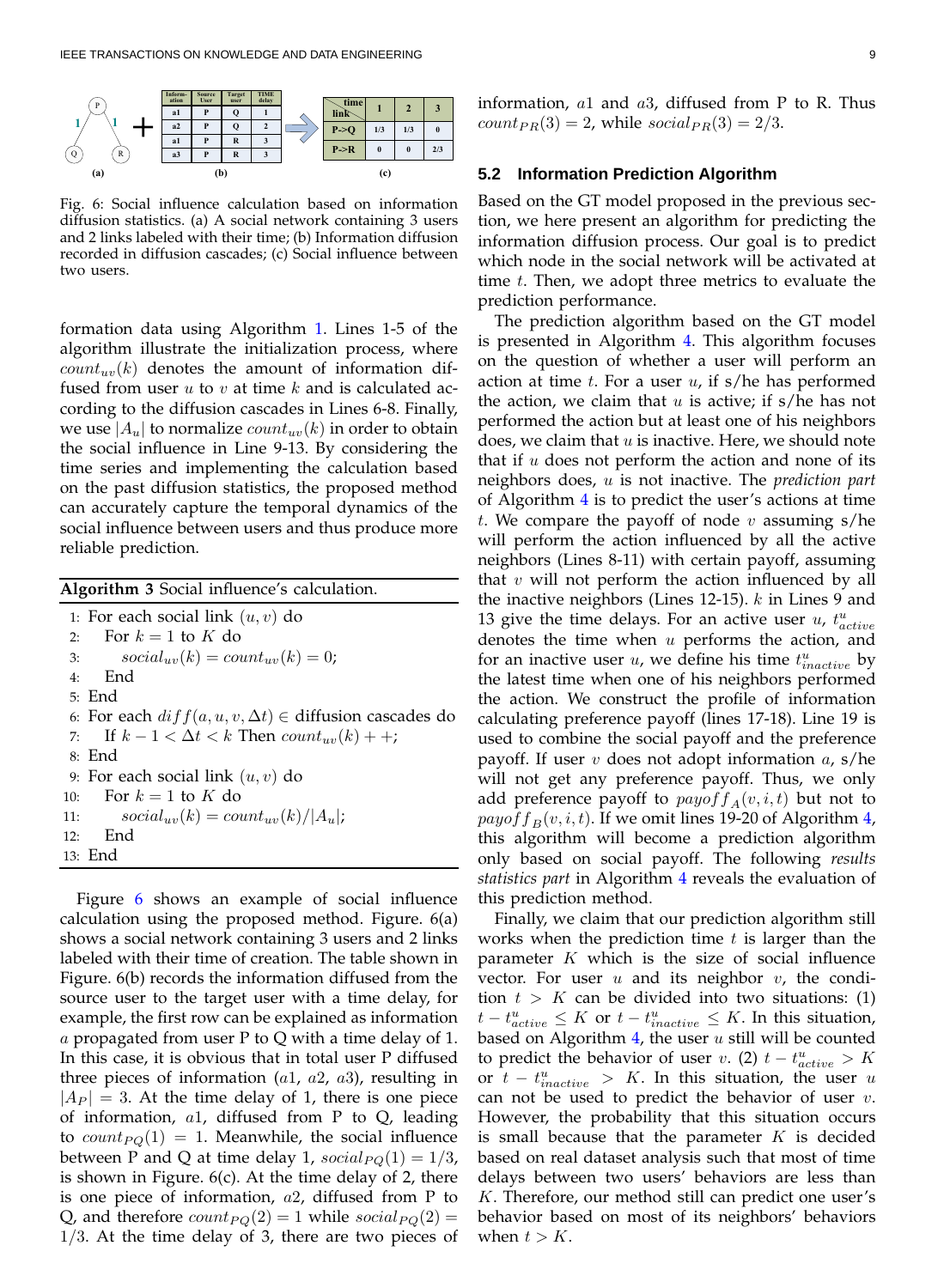(a)

P, Q, R, 1, 1

(b)

| Information | Source User | Target user | TIME delay |
|---|---|---|---|
| a1 | P | Q | 1 |
| a2 | P | Q | 2 |
| a1 | P | R | 3 |
| a3 | P | R | 3 |

(c)

| link \ time | 1 | 2 | 3 |
|---|---|---|---|
| P->Q | 1/3 | 1/3 | 0 |
| P->R | 0 | 0 | 2/3 |

Fig. 6: Social influence calculation based on information diffusion statistics. (a) A social network containing 3 users and 2 links labeled with their time; (b) Information diffusion recorded in diffusion cascades; (c) Social influence between two users.

formation data using Algorithm 1. Lines 1-5 of the algorithm illustrate the initialization process, where $count_{uv}(k)$ denotes the amount of information diffused from user $u$ to $v$ at time $k$ and is calculated according to the diffusion cascades in Lines 6-8. Finally, we use $|A_u|$ to normalize $count_{uv}(k)$ in order to obtain the social influence in Line 9-13. By considering the time series and implementing the calculation based on the past diffusion statistics, the proposed method can accurately capture the temporal dynamics of the social influence between users and thus produce more reliable prediction.

**Algorithm 3** Social influence's calculation.

1: For each social link $(u, v)$ do
2: For $k = 1$ to $K$ do
3: $social_{uv}(k) = count_{uv}(k) = 0$;
4: End
5: End
6: For each $diff(a, u, v, \Delta t) \in$ diffusion cascades do
7: If $k-1 < \Delta t < k$ Then $count_{uv}(k)++$;
8: End
9: For each social link $(u, v)$ do
10: For $k = 1$ to $K$ do
11: $social_{uv}(k) = count_{uv}(k)/|A_u|$;
12: End
13: End

Figure 6 shows an example of social influence calculation using the proposed method. Figure. 6(a) shows a social network containing 3 users and 2 links labeled with their time of creation. The table shown in Figure. 6(b) records the information diffused from the source user to the target user with a time delay, for example, the first row can be explained as information $a$ propagated from user P to Q with a time delay of 1. In this case, it is obvious that in total user P diffused three pieces of information ($a1$, $a2$, $a3$), resulting in $|A_P| = 3$. At the time delay of 1, there is one piece of information, $a1$, diffused from P to Q, leading to $count_{PQ}(1) = 1$. Meanwhile, the social influence between P and Q at time delay 1, $social_{PQ}(1) = 1/3$, is shown in Figure. 6(c). At the time delay of 2, there is one piece of information, $a2$, diffused from P to Q, and therefore $count_{PQ}(2) = 1$ while $social_{PQ}(2) = 1/3$. At the time delay of 3, there are two pieces of information, $a1$ and $a3$, diffused from P to R. Thus $count_{PR}(3) = 2$, while $social_{PR}(3) = 2/3$.

### 5.2 Information Prediction Algorithm

Based on the GT model proposed in the previous section, we here present an algorithm for predicting the information diffusion process. Our goal is to predict which node in the social network will be activated at time $t$. Then, we adopt three metrics to evaluate the prediction performance.

The prediction algorithm based on the GT model is presented in Algorithm 4. This algorithm focuses on the question of whether a user will perform an action at time $t$. For a user $u$, if s/he has performed the action, we claim that $u$ is active; if s/he has not performed the action but at least one of his neighbors does, we claim that $u$ is inactive. Here, we should note that if $u$ does not perform the action and none of its neighbors does, $u$ is not inactive. The *prediction part* of Algorithm 4 is to predict the user's actions at time $t$. We compare the payoff of node $v$ assuming s/he will perform the action influenced by all the active neighbors (Lines 8-11) with certain payoff, assuming that $v$ will not perform the action influenced by all the inactive neighbors (Lines 12-15). $k$ in Lines 9 and 13 give the time delays. For an active user $u$, $t^u_{active}$ denotes the time when $u$ performs the action, and for an inactive user $u$, we define his time $t^u_{inactive}$ by the latest time when one of his neighbors performed the action. We construct the profile of information calculating preference payoff (lines 17-18). Line 19 is used to combine the social payoff and the preference payoff. If user $v$ does not adopt information $a$, s/he will not get any preference payoff. Thus, we only add preference payoff to $payoff_A(v, i, t)$ but not to $payoff_B(v, i, t)$. If we omit lines 19-20 of Algorithm 4, this algorithm will become a prediction algorithm only based on social payoff. The following *results statistics part* in Algorithm 4 reveals the evaluation of this prediction method.

Finally, we claim that our prediction algorithm still works when the prediction time $t$ is larger than the parameter $K$ which is the size of social influence vector. For user $u$ and its neighbor $v$, the condition $t > K$ can be divided into two situations: (1) $t - t^u_{active} \le K$ or $t - t^u_{inactive} \le K$. In this situation, based on Algorithm 4, the user $u$ still will be counted to predict the behavior of user $v$. (2) $t - t^u_{active} > K$ or $t - t^u_{inactive} > K$. In this situation, the user $u$ can not be used to predict the behavior of user $v$. However, the probability that this situation occurs is small because that the parameter $K$ is decided based on real dataset analysis such that most of time delays between two users' behaviors are less than $K$. Therefore, our method still can predict one user's behavior based on most of its neighbors' behaviors when $t > K$.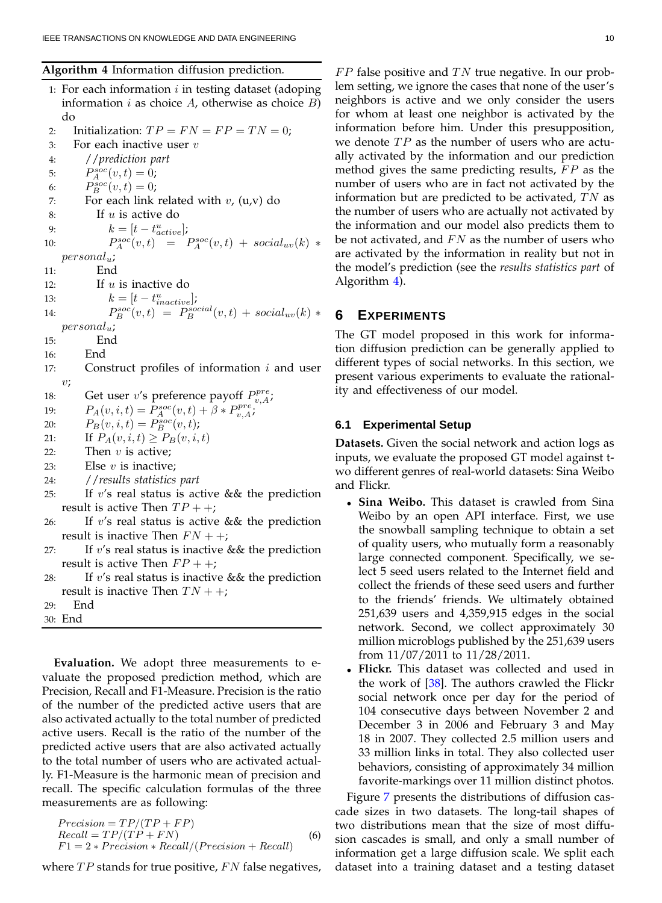**Algorithm 4** Information diffusion prediction.

```
1: For each information i in testing dataset (adoping information i as choice A, otherwise as choice B) do
2:   Initialization: TP = FN = FP = TN = 0;
3:   For each inactive user v
4:     //prediction part
5:     P_A^soc(v,t) = 0;
6:     P_B^soc(v,t) = 0;
7:     For each link related with v, (u,v) do
8:       If u is active do
9:         k = [t - t_active^u];
10:        P_A^soc(v,t) = P_A^soc(v,t) + social_uv(k) * personal_u;
11:      End
12:      If u is inactive do
13:        k = [t - t_inactive^u];
14:        P_B^soc(v,t) = P_B^social(v,t) + social_uv(k) * personal_u;
15:      End
16:    End
17:    Construct profiles of information i and user v;
18:    Get user v's preference payoff P_{v,A}^pre;
19:    P_A(v,i,t) = P_A^soc(v,t) + β * P_{v,A}^pre;
20:    P_B(v,i,t) = P_B^soc(v,t);
21:    If P_A(v,i,t) ≥ P_B(v,i,t)
22:    Then v is active;
23:    Else v is inactive;
24:    //results statistics part
25:    If v's real status is active && the prediction result is active Then TP++;
26:    If v's real status is active && the prediction result is inactive Then FN++;
27:    If v's real status is inactive && the prediction result is active Then FP++;
28:    If v's real status is inactive && the prediction result is inactive Then TN++;
29:  End
30: End
```

**Evaluation.** We adopt three measurements to evaluate the proposed prediction method, which are Precision, Recall and F1-Measure. Precision is the ratio of the number of the predicted active users that are also activated actually to the total number of predicted active users. Recall is the ratio of the number of the predicted active users that are also activated actually to the total number of users who are activated actually. F1-Measure is the harmonic mean of precision and recall. The specific calculation formulas of the three measurements are as following:

$$
\begin{aligned}
&Precision = TP/(TP + FP)\\
&Recall = TP/(TP + FN)\\
&F1 = 2 * Precision * Recall/(Precision + Recall)
\end{aligned}
\tag{6}
$$

where $TP$ stands for true positive, $FN$ false negatives, $FP$ false positive and $TN$ true negative. In our problem setting, we ignore the cases that none of the user's neighbors is active and we only consider the users for whom at least one neighbor is activated by the information before him. Under this presupposition, we denote $TP$ as the number of users who are actually activated by the information and our prediction method gives the same predicting results, $FP$ as the number of users who are in fact not activated by the information but are predicted to be activated, $TN$ as the number of users who are actually not activated by the information and our model also predicts them to be not activated, and $FN$ as the number of users who are activated by the information in reality but not in the model's prediction (see the *results statistics part* of Algorithm 4).

## 6 Experiments

The GT model proposed in this work for information diffusion prediction can be generally applied to different types of social networks. In this section, we present various experiments to evaluate the rationality and effectiveness of our model.

### 6.1 Experimental Setup

**Datasets.** Given the social network and action logs as inputs, we evaluate the proposed GT model against two different genres of real-world datasets: Sina Weibo and Flickr.

- **Sina Weibo.** This dataset is crawled from Sina Weibo by an open API interface. First, we use the snowball sampling technique to obtain a set of quality users, who mutually form a reasonably large connected component. Specifically, we select 5 seed users related to the Internet field and collect the friends of these seed users and further to the friends' friends. We ultimately obtained 251,639 users and 4,359,915 edges in the social network. Second, we collect approximately 30 million microblogs published by the 251,639 users from 11/07/2011 to 11/28/2011.
- **Flickr.** This dataset was collected and used in the work of [38]. The authors crawled the Flickr social network once per day for the period of 104 consecutive days between November 2 and December 3 in 2006 and February 3 and May 18 in 2007. They collected 2.5 million users and 33 million links in total. They also collected user behaviors, consisting of approximately 34 million favorite-markings over 11 million distinct photos.

Figure 7 presents the distributions of diffusion cascade sizes in two datasets. The long-tail shapes of two distributions mean that the size of most diffusion cascades is small, and only a small number of information get a large diffusion scale. We split each dataset into a training dataset and a testing dataset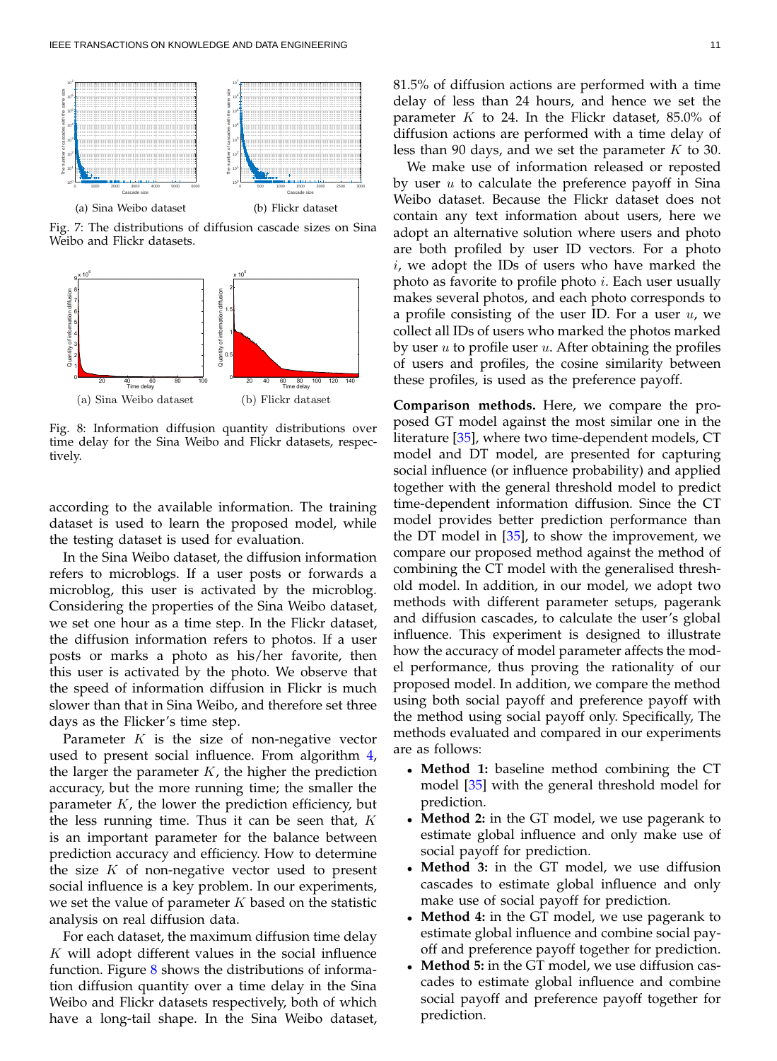(a) Sina Weibo dataset (b) Flickr dataset

Fig. 7: The distributions of diffusion cascade sizes on Sina Weibo and Flickr datasets.

(a) Sina Weibo dataset (b) Flickr dataset

Fig. 8: Information diffusion quantity distributions over time delay for the Sina Weibo and Flickr datasets, respectively.

according to the available information. The training dataset is used to learn the proposed model, while the testing dataset is used for evaluation.

In the Sina Weibo dataset, the diffusion information refers to microblogs. If a user posts or forwards a microblog, this user is activated by the microblog. Considering the properties of the Sina Weibo dataset, we set one hour as a time step. In the Flickr dataset, the diffusion information refers to photos. If a user posts or marks a photo as his/her favorite, then this user is activated by the photo. We observe that the speed of information diffusion in Flickr is much slower than that in Sina Weibo, and therefore set three days as the Flicker's time step.

Parameter $K$ is the size of non-negative vector used to present social influence. From algorithm 4, the larger the parameter $K$, the higher the prediction accuracy, but the more running time; the smaller the parameter $K$, the lower the prediction efficiency, but the less running time. Thus it can be seen that, $K$ is an important parameter for the balance between prediction accuracy and efficiency. How to determine the size $K$ of non-negative vector used to present social influence is a key problem. In our experiments, we set the value of parameter $K$ based on the statistic analysis on real diffusion data.

For each dataset, the maximum diffusion time delay $K$ will adopt different values in the social influence function. Figure 8 shows the distributions of information diffusion quantity over a time delay in the Sina Weibo and Flickr datasets respectively, both of which have a long-tail shape. In the Sina Weibo dataset, 81.5% of diffusion actions are performed with a time delay of less than 24 hours, and hence we set the parameter $K$ to 24. In the Flickr dataset, 85.0% of diffusion actions are performed with a time delay of less than 90 days, and we set the parameter $K$ to 30.

We make use of information released or reposted by user $u$ to calculate the preference payoff in Sina Weibo dataset. Because the Flickr dataset does not contain any text information about users, here we adopt an alternative solution where users and photo are both profiled by user ID vectors. For a photo $i$, we adopt the IDs of users who have marked the photo as favorite to profile photo $i$. Each user usually makes several photos, and each photo corresponds to a profile consisting of the user ID. For a user $u$, we collect all IDs of users who marked the photos marked by user $u$ to profile user $u$. After obtaining the profiles of users and profiles, the cosine similarity between these profiles, is used as the preference payoff.

**Comparison methods.** Here, we compare the proposed GT model against the most similar one in the literature [35], where two time-dependent models, CT model and DT model, are presented for capturing social influence (or influence probability) and applied together with the general threshold model to predict time-dependent information diffusion. Since the CT model provides better prediction performance than the DT model in [35], to show the improvement, we compare our proposed method against the method of combining the CT model with the generalised threshold model. In addition, in our model, we adopt two methods with different parameter setups, pagerank and diffusion cascades, to calculate the user's global influence. This experiment is designed to illustrate how the accuracy of model parameter affects the model performance, thus proving the rationality of our proposed model. In addition, we compare the method using both social payoff and preference payoff with the method using social payoff only. Specifically, The methods evaluated and compared in our experiments are as follows:

- **Method 1:** baseline method combining the CT model [35] with the general threshold model for prediction.
- **Method 2:** in the GT model, we use pagerank to estimate global influence and only make use of social payoff for prediction.
- **Method 3:** in the GT model, we use diffusion cascades to estimate global influence and only make use of social payoff for prediction.
- **Method 4:** in the GT model, we use pagerank to estimate global influence and combine social payoff and preference payoff together for prediction.
- **Method 5:** in the GT model, we use diffusion cascades to estimate global influence and combine social payoff and preference payoff together for prediction.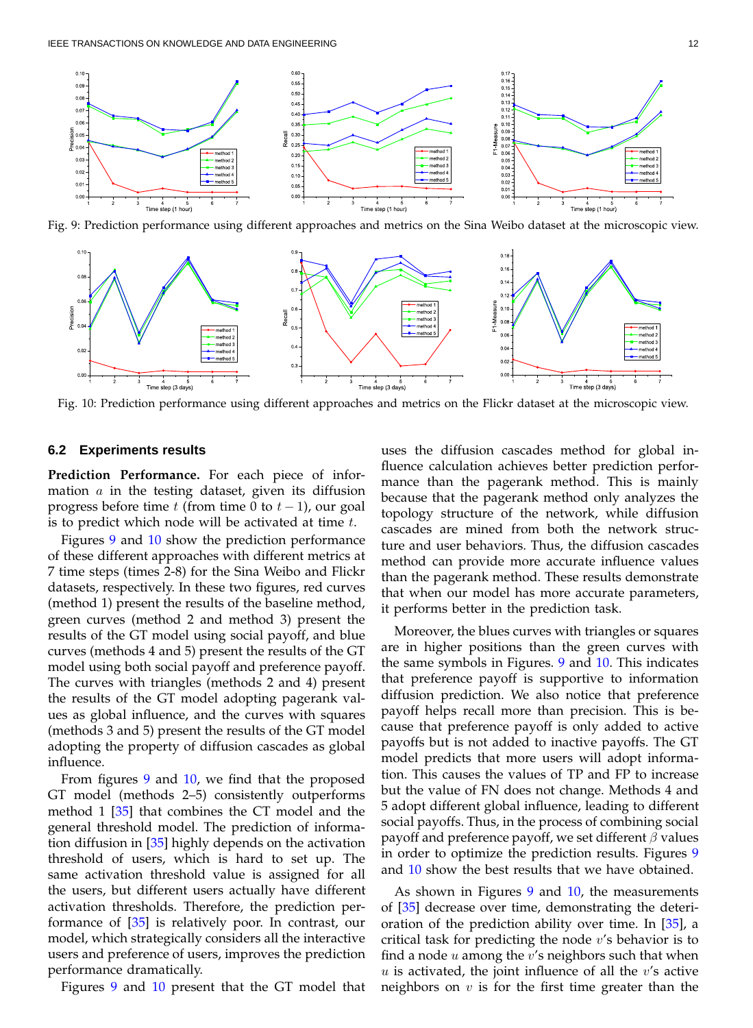Precision
0.10
0.09
0.08
0.07
0.06
0.05
0.04
0.03
0.02
0.01
0.00
1 2 3 4 5 6 7
Time step (1 hour)
method 1
method 2
method 3
method 4
method 5

Recall
0.60
0.55
0.50
0.45
0.40
0.35
0.30
0.25
0.20
0.15
0.10
0.05
0.00
1 2 3 4 5 6 7
Time step (1 hour)
method 1
method 2
method 3
method 4
method 5

F1-Measure
0.17
0.16
0.15
0.14
0.13
0.12
0.11
0.10
0.09
0.08
0.07
0.06
0.05
0.04
0.03
0.02
0.01
0.00
1 2 3 4 5 6 7
Time step (1 hour)
method 1
method 2
method 3
method 4
method 5

Fig. 9: Prediction performance using different approaches and metrics on the Sina Weibo dataset at the microscopic view.

Precision
0.10
0.08
0.06
0.04
0.02
0.00
1 2 3 4 5 6 7
Time step (3 days)
method 1
method 2
method 3
method 4
method 5

Recall
0.9
0.8
0.7
0.6
0.5
0.4
0.3
1 2 3 4 5 6 7
Time step (3 days)
method 1
method 2
method 3
method 4
method 5

F1-Measure
0.18
0.16
0.14
0.12
0.10
0.08
0.06
0.04
0.02
0.00
1 2 3 4 5 6 7
Time step (3 days)
method 1
method 2
method 3
method 4
method 5

Fig. 10: Prediction performance using different approaches and metrics on the Flickr dataset at the microscopic view.

### 6.2 Experiments results

**Prediction Performance.** For each piece of information $a$ in the testing dataset, given its diffusion progress before time $t$ (from time 0 to $t-1$), our goal is to predict which node will be activated at time $t$.

Figures 9 and 10 show the prediction performance of these different approaches with different metrics at 7 time steps (times 2-8) for the Sina Weibo and Flickr datasets, respectively. In these two figures, red curves (method 1) present the results of the baseline method, green curves (method 2 and method 3) present the results of the GT model using social payoff, and blue curves (methods 4 and 5) present the results of the GT model using both social payoff and preference payoff. The curves with triangles (methods 2 and 4) present the results of the GT model adopting pagerank values as global influence, and the curves with squares (methods 3 and 5) present the results of the GT model adopting the property of diffusion cascades as global influence.

From figures 9 and 10, we find that the proposed GT model (methods 2–5) consistently outperforms method 1 [35] that combines the CT model and the general threshold model. The prediction of information diffusion in [35] highly depends on the activation threshold of users, which is hard to set up. The same activation threshold value is assigned for all the users, but different users actually have different activation thresholds. Therefore, the prediction performance of [35] is relatively poor. In contrast, our model, which strategically considers all the interactive users and preference of users, improves the prediction performance dramatically.

Figures 9 and 10 present that the GT model that uses the diffusion cascades method for global influence calculation achieves better prediction performance than the pagerank method. This is mainly because that the pagerank method only analyzes the topology structure of the network, while diffusion cascades are mined from both the network structure and user behaviors. Thus, the diffusion cascades method can provide more accurate influence values than the pagerank method. These results demonstrate that when our model has more accurate parameters, it performs better in the prediction task.

Moreover, the blues curves with triangles or squares are in higher positions than the green curves with the same symbols in Figures. 9 and 10. This indicates that preference payoff is supportive to information diffusion prediction. We also notice that preference payoff helps recall more than precision. This is because that preference payoff is only added to active payoffs but is not added to inactive payoffs. The GT model predicts that more users will adopt information. This causes the values of TP and FP to increase but the value of FN does not change. Methods 4 and 5 adopt different global influence, leading to different social payoffs. Thus, in the process of combining social payoff and preference payoff, we set different $\beta$ values in order to optimize the prediction results. Figures 9 and 10 show the best results that we have obtained.

As shown in Figures 9 and 10, the measurements of [35] decrease over time, demonstrating the deterioration of the prediction ability over time. In [35], a critical task for predicting the node $v$'s behavior is to find a node $u$ among the $v$'s neighbors such that when $u$ is activated, the joint influence of all the $v$'s active neighbors on $v$ is for the first time greater than the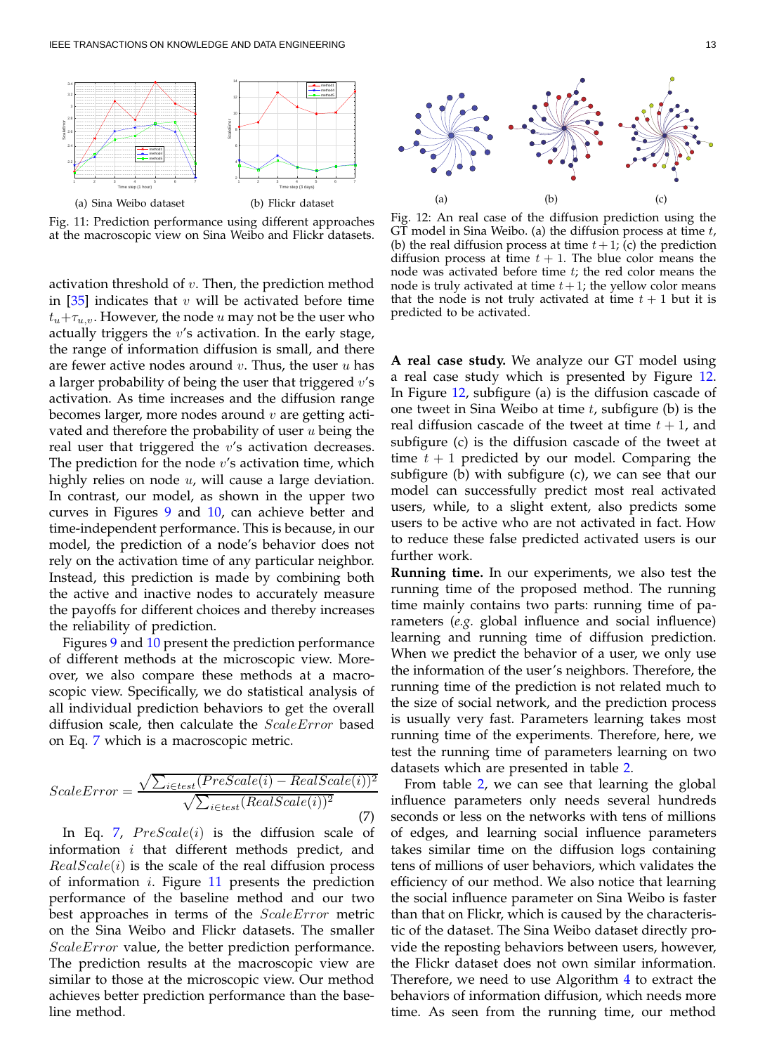(a) Sina Weibo dataset

(b) Flickr dataset

Fig. 11: Prediction performance using different approaches at the macroscopic view on Sina Weibo and Flickr datasets.

activation threshold of $v$. Then, the prediction method in [35] indicates that $v$ will be activated before time $t_u + \tau_{u,v}$. However, the node $u$ may not be the user who actually triggers the $v$'s activation. In the early stage, the range of information diffusion is small, and there are fewer active nodes around $v$. Thus, the user $u$ has a larger probability of being the user that triggered $v$'s activation. As time increases and the diffusion range becomes larger, more nodes around $v$ are getting activated and therefore the probability of user $u$ being the real user that triggered the $v$'s activation decreases. The prediction for the node $v$'s activation time, which highly relies on node $u$, will cause a large deviation. In contrast, our model, as shown in the upper two curves in Figures 9 and 10, can achieve better and time-independent performance. This is because, in our model, the prediction of a node's behavior does not rely on the activation time of any particular neighbor. Instead, this prediction is made by combining both the active and inactive nodes to accurately measure the payoffs for different choices and thereby increases the reliability of prediction.

Figures 9 and 10 present the prediction performance of different methods at the microscopic view. Moreover, we also compare these methods at a macroscopic view. Specifically, we do statistical analysis of all individual prediction behaviors to get the overall diffusion scale, then calculate the $ScaleError$ based on Eq. 7 which is a macroscopic metric.

$$ScaleError = \frac{\sqrt{\sum_{i \in test}(PreScale(i) - RealScale(i))^2}}{\sqrt{\sum_{i \in test}(RealScale(i))^2}} \tag{7}$$

In Eq. 7, $PreScale(i)$ is the diffusion scale of information $i$ that different methods predict, and $RealScale(i)$ is the scale of the real diffusion process of information $i$. Figure 11 presents the prediction performance of the baseline method and our two best approaches in terms of the $ScaleError$ metric on the Sina Weibo and Flickr datasets. The smaller $ScaleError$ value, the better prediction performance. The prediction results at the macroscopic view are similar to those at the microscopic view. Our method achieves better prediction performance than the baseline method.

(a) (b) (c)

Fig. 12: An real case of the diffusion prediction using the GT model in Sina Weibo. (a) the diffusion process at time $t$, (b) the real diffusion process at time $t+1$; (c) the prediction diffusion process at time $t+1$. The blue color means the node was activated before time $t$; the red color means the node is truly activated at time $t+1$; the yellow color means that the node is not truly activated at time $t+1$ but it is predicted to be activated.

**A real case study.** We analyze our GT model using a real case study which is presented by Figure 12. In Figure 12, subfigure (a) is the diffusion cascade of one tweet in Sina Weibo at time $t$, subfigure (b) is the real diffusion cascade of the tweet at time $t+1$, and subfigure (c) is the diffusion cascade of the tweet at time $t+1$ predicted by our model. Comparing the subfigure (b) with subfigure (c), we can see that our model can successfully predict most real activated users, while, to a slight extent, also predicts some users to be active who are not activated in fact. How to reduce these false predicted activated users is our further work.

**Running time.** In our experiments, we also test the running time of the proposed method. The running time mainly contains two parts: running time of parameters (*e.g.* global influence and social influence) learning and running time of diffusion prediction. When we predict the behavior of a user, we only use the information of the user's neighbors. Therefore, the running time of the prediction is not related much to the size of social network, and the prediction process is usually very fast. Parameters learning takes most running time of the experiments. Therefore, here, we test the running time of parameters learning on two datasets which are presented in table 2.

From table 2, we can see that learning the global influence parameters only needs several hundreds seconds or less on the networks with tens of millions of edges, and learning social influence parameters takes similar time on the diffusion logs containing tens of millions of user behaviors, which validates the efficiency of our method. We also notice that learning the social influence parameter on Sina Weibo is faster than that on Flickr, which is caused by the characteristic of the dataset. The Sina Weibo dataset directly provide the reposting behaviors between users, however, the Flickr dataset does not own similar information. Therefore, we need to use Algorithm 4 to extract the behaviors of information diffusion, which needs more time. As seen from the running time, our method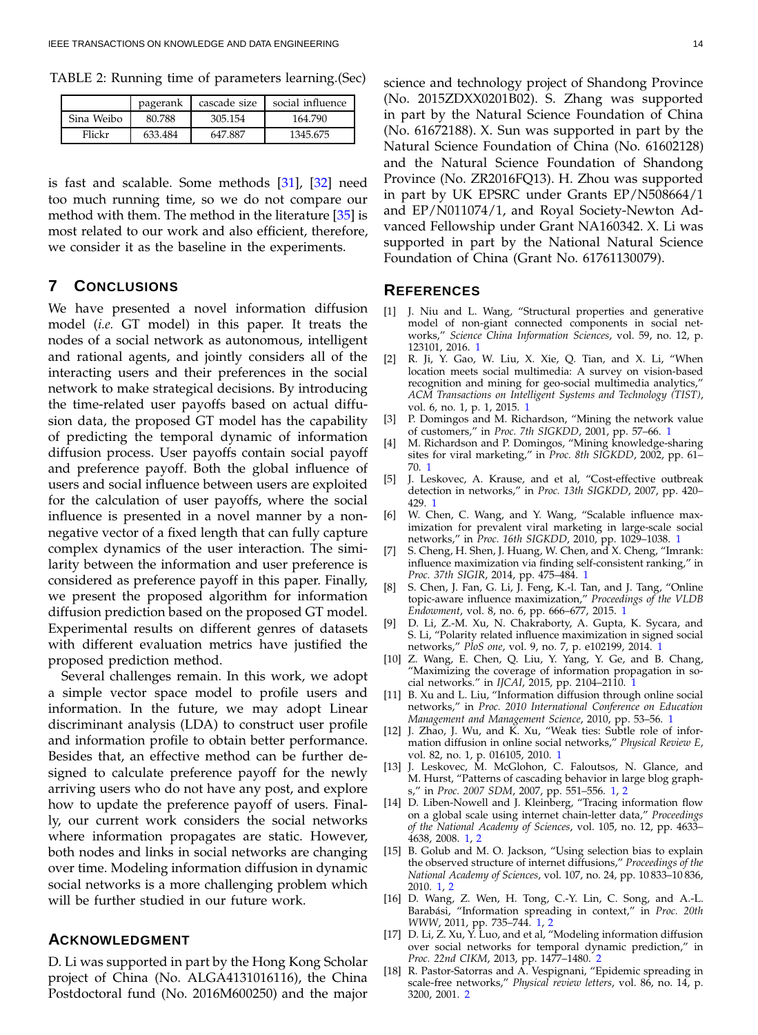TABLE 2: Running time of parameters learning.(Sec)

| | pagerank | cascade size | social influence |
|---|---|---|---|
| Sina Weibo | 80.788 | 305.154 | 164.790 |
| Flickr | 633.484 | 647.887 | 1345.675 |

is fast and scalable. Some methods [31], [32] need too much running time, so we do not compare our method with them. The method in the literature [35] is most related to our work and also efficient, therefore, we consider it as the baseline in the experiments.

## 7 Conclusions

We have presented a novel information diffusion model (*i.e.* GT model) in this paper. It treats the nodes of a social network as autonomous, intelligent and rational agents, and jointly considers all of the interacting users and their preferences in the social network to make strategical decisions. By introducing the time-related user payoffs based on actual diffusion data, the proposed GT model has the capability of predicting the temporal dynamic of information diffusion process. User payoffs contain social payoff and preference payoff. Both the global influence of users and social influence between users are exploited for the calculation of user payoffs, where the social influence is presented in a novel manner by a non-negative vector of a fixed length that can fully capture complex dynamics of the user interaction. The similarity between the information and user preference is considered as preference payoff in this paper. Finally, we present the proposed algorithm for information diffusion prediction based on the proposed GT model. Experimental results on different genres of datasets with different evaluation metrics have justified the proposed prediction method.

Several challenges remain. In this work, we adopt a simple vector space model to profile users and information. In the future, we may adopt Linear discriminant analysis (LDA) to construct user profile and information profile to obtain better performance. Besides that, an effective method can be further designed to calculate preference payoff for the newly arriving users who do not have any post, and explore how to update the preference payoff of users. Finally, our current work considers the social networks where information propagates are static. However, both nodes and links in social networks are changing over time. Modeling information diffusion in dynamic social networks is a more challenging problem which will be further studied in our future work.

## Acknowledgment

D. Li was supported in part by the Hong Kong Scholar project of China (No. ALGA4131016116), the China Postdoctoral fund (No. 2016M600250) and the major science and technology project of Shandong Province (No. 2015ZDXX0201B02). S. Zhang was supported in part by the Natural Science Foundation of China (No. 61672188). X. Sun was supported in part by the Natural Science Foundation of China (No. 61602128) and the Natural Science Foundation of Shandong Province (No. ZR2016FQ13). H. Zhou was supported in part by UK EPSRC under Grants EP/N508664/1 and EP/N011074/1, and Royal Society-Newton Advanced Fellowship under Grant NA160342. X. Li was supported in part by the National Natural Science Foundation of China (Grant No. 61761130079).

## References

[1] J. Niu and L. Wang, "Structural properties and generative model of non-giant connected components in social networks," *Science China Information Sciences*, vol. 59, no. 12, p. 123101, 2016. 1

[2] R. Ji, Y. Gao, W. Liu, X. Xie, Q. Tian, and X. Li, "When location meets social multimedia: A survey on vision-based recognition and mining for geo-social multimedia analytics," *ACM Transactions on Intelligent Systems and Technology (TIST)*, vol. 6, no. 1, p. 1, 2015. 1

[3] P. Domingos and M. Richardson, "Mining the network value of customers," in *Proc. 7th SIGKDD*, 2001, pp. 57–66. 1

[4] M. Richardson and P. Domingos, "Mining knowledge-sharing sites for viral marketing," in *Proc. 8th SIGKDD*, 2002, pp. 61–70. 1

[5] J. Leskovec, A. Krause, and et al, "Cost-effective outbreak detection in networks," in *Proc. 13th SIGKDD*, 2007, pp. 420–429. 1

[6] W. Chen, C. Wang, and Y. Wang, "Scalable influence maximization for prevalent viral marketing in large-scale social networks," in *Proc. 16th SIGKDD*, 2010, pp. 1029–1038. 1

[7] S. Cheng, H. Shen, J. Huang, W. Chen, and X. Cheng, "Imrank: influence maximization via finding self-consistent ranking," in *Proc. 37th SIGIR*, 2014, pp. 475–484. 1

[8] S. Chen, J. Fan, G. Li, J. Feng, K.-l. Tan, and J. Tang, "Online topic-aware influence maximization," *Proceedings of the VLDB Endowment*, vol. 8, no. 6, pp. 666–677, 2015. 1

[9] D. Li, Z.-M. Xu, N. Chakraborty, A. Gupta, K. Sycara, and S. Li, "Polarity related influence maximization in signed social networks," *PloS one*, vol. 9, no. 7, p. e102199, 2014. 1

[10] Z. Wang, E. Chen, Q. Liu, Y. Yang, Y. Ge, and B. Chang, "Maximizing the coverage of information propagation in social networks." in *IJCAI*, 2015, pp. 2104–2110. 1

[11] B. Xu and L. Liu, "Information diffusion through online social networks," in *Proc. 2010 International Conference on Education Management and Management Science*, 2010, pp. 53–56. 1

[12] J. Zhao, J. Wu, and K. Xu, "Weak ties: Subtle role of information diffusion in online social networks," *Physical Review E*, vol. 82, no. 1, p. 016105, 2010. 1

[13] J. Leskovec, M. McGlohon, C. Faloutsos, N. Glance, and M. Hurst, "Patterns of cascading behavior in large blog graphs," in *Proc. 2007 SDM*, 2007, pp. 551–556. 1, 2

[14] D. Liben-Nowell and J. Kleinberg, "Tracing information flow on a global scale using internet chain-letter data," *Proceedings of the National Academy of Sciences*, vol. 105, no. 12, pp. 4633–4638, 2008. 1, 2

[15] B. Golub and M. O. Jackson, "Using selection bias to explain the observed structure of internet diffusions," *Proceedings of the National Academy of Sciences*, vol. 107, no. 24, pp. 10 833–10 836, 2010. 1, 2

[16] D. Wang, Z. Wen, H. Tong, C.-Y. Lin, C. Song, and A.-L. Barabási, "Information spreading in context," in *Proc. 20th WWW*, 2011, pp. 735–744. 1, 2

[17] D. Li, Z. Xu, Y. Luo, and et al, "Modeling information diffusion over social networks for temporal dynamic prediction," in *Proc. 22nd CIKM*, 2013, pp. 1477–1480. 2

[18] R. Pastor-Satorras and A. Vespignani, "Epidemic spreading in scale-free networks," *Physical review letters*, vol. 86, no. 14, p. 3200, 2001. 2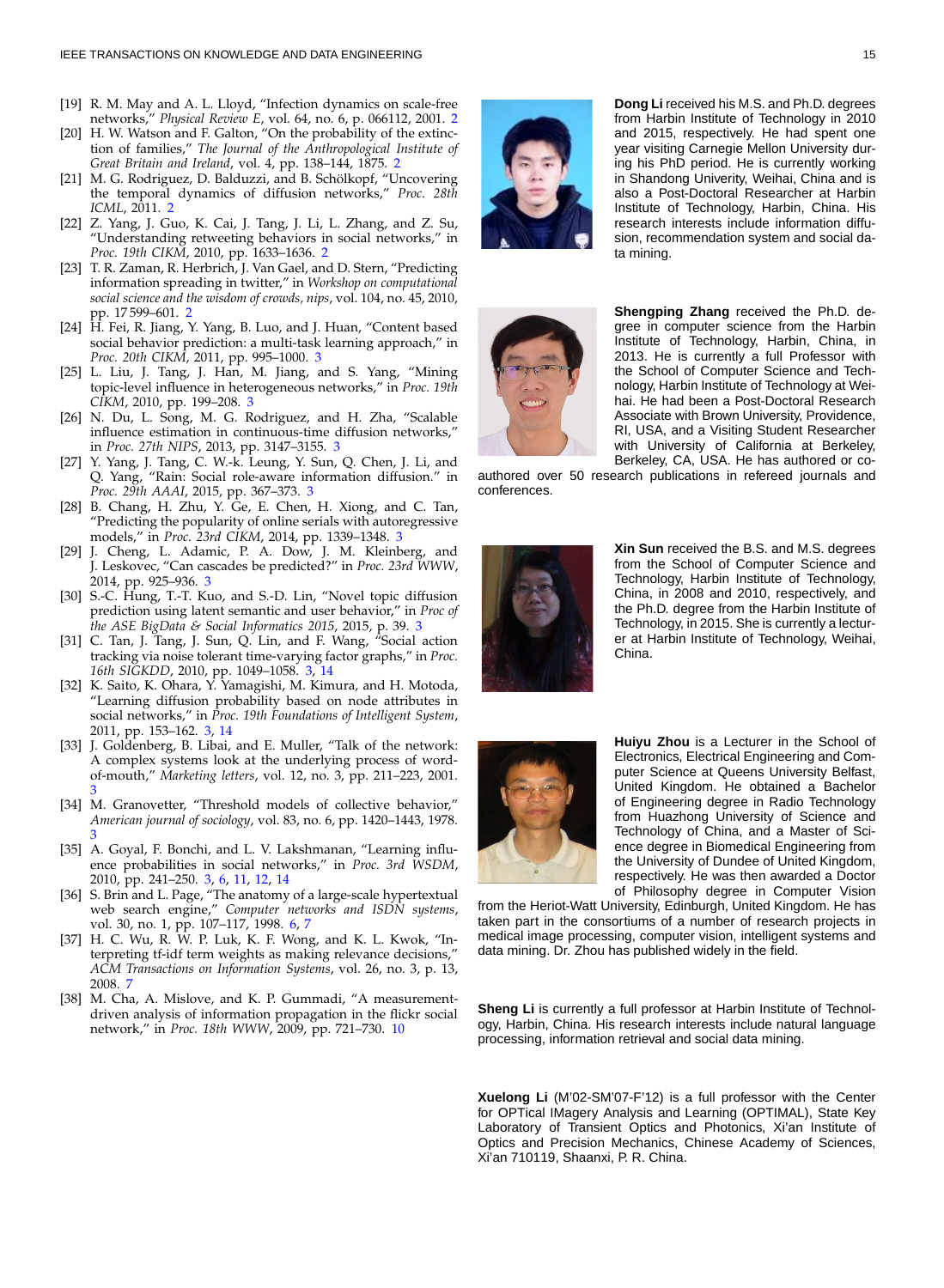[19] R. M. May and A. L. Lloyd, "Infection dynamics on scale-free networks," *Physical Review E*, vol. 64, no. 6, p. 066112, 2001. 2

[20] H. W. Watson and F. Galton, "On the probability of the extinction of families," *The Journal of the Anthropological Institute of Great Britain and Ireland*, vol. 4, pp. 138–144, 1875. 2

[21] M. G. Rodriguez, D. Balduzzi, and B. Schölkopf, "Uncovering the temporal dynamics of diffusion networks," *Proc. 28th ICML*, 2011. 2

[22] Z. Yang, J. Guo, K. Cai, J. Tang, J. Li, L. Zhang, and Z. Su, "Understanding retweeting behaviors in social networks," in *Proc. 19th CIKM*, 2010, pp. 1633–1636. 2

[23] T. R. Zaman, R. Herbrich, J. Van Gael, and D. Stern, "Predicting information spreading in twitter," in *Workshop on computational social science and the wisdom of crowds, nips*, vol. 104, no. 45, 2010, pp. 17 599–601. 2

[24] H. Fei, R. Jiang, Y. Yang, B. Luo, and J. Huan, "Content based social behavior prediction: a multi-task learning approach," in *Proc. 20th CIKM*, 2011, pp. 995–1000. 3

[25] L. Liu, J. Tang, J. Han, M. Jiang, and S. Yang, "Mining topic-level influence in heterogeneous networks," in *Proc. 19th CIKM*, 2010, pp. 199–208. 3

[26] N. Du, L. Song, M. G. Rodriguez, and H. Zha, "Scalable influence estimation in continuous-time diffusion networks," in *Proc. 27th NIPS*, 2013, pp. 3147–3155. 3

[27] Y. Yang, J. Tang, C. W.-k. Leung, Y. Sun, Q. Chen, J. Li, and Q. Yang, "Rain: Social role-aware information diffusion." in *Proc. 29th AAAI*, 2015, pp. 367–373. 3

[28] B. Chang, H. Zhu, Y. Ge, E. Chen, H. Xiong, and C. Tan, "Predicting the popularity of online serials with autoregressive models," in *Proc. 23rd CIKM*, 2014, pp. 1339–1348. 3

[29] J. Cheng, L. Adamic, P. A. Dow, J. M. Kleinberg, and J. Leskovec, "Can cascades be predicted?" in *Proc. 23rd WWW*, 2014, pp. 925–936. 3

[30] S.-C. Hung, T.-T. Kuo, and S.-D. Lin, "Novel topic diffusion prediction using latent semantic and user behavior," in *Proc of the ASE BigData & Social Informatics 2015*, 2015, p. 39. 3

[31] C. Tan, J. Tang, J. Sun, Q. Lin, and F. Wang, "Social action tracking via noise tolerant time-varying factor graphs," in *Proc. 16th SIGKDD*, 2010, pp. 1049–1058. 3, 14

[32] K. Saito, K. Ohara, Y. Yamagishi, M. Kimura, and H. Motoda, "Learning diffusion probability based on node attributes in social networks," in *Proc. 19th Foundations of Intelligent System*, 2011, pp. 153–162. 3, 14

[33] J. Goldenberg, B. Libai, and E. Muller, "Talk of the network: A complex systems look at the underlying process of word-of-mouth," *Marketing letters*, vol. 12, no. 3, pp. 211–223, 2001. 3

[34] M. Granovetter, "Threshold models of collective behavior," *American journal of sociology*, vol. 83, no. 6, pp. 1420–1443, 1978. 3

[35] A. Goyal, F. Bonchi, and L. V. Lakshmanan, "Learning influence probabilities in social networks," in *Proc. 3rd WSDM*, 2010, pp. 241–250. 3, 6, 11, 12, 14

[36] S. Brin and L. Page, "The anatomy of a large-scale hypertextual web search engine," *Computer networks and ISDN systems*, vol. 30, no. 1, pp. 107–117, 1998. 6, 7

[37] H. C. Wu, R. W. P. Luk, K. F. Wong, and K. L. Kwok, "Interpreting tf-idf term weights as making relevance decisions," *ACM Transactions on Information Systems*, vol. 26, no. 3, p. 13, 2008. 7

[38] M. Cha, A. Mislove, and K. P. Gummadi, "A measurement-driven analysis of information propagation in the flickr social network," in *Proc. 18th WWW*, 2009, pp. 721–730. 10

**Dong Li** received his M.S. and Ph.D. degrees from Harbin Institute of Technology in 2010 and 2015, respectively. He had spent one year visiting Carnegie Mellon University during his PhD period. He is currently working in Shandong Univerity, Weihai, China and is also a Post-Doctoral Researcher at Harbin Institute of Technology, Harbin, China. His research interests include information diffusion, recommendation system and social data mining.

**Shengping Zhang** received the Ph.D. degree in computer science from the Harbin Institute of Technology, Harbin, China, in 2013. He is currently a full Professor with the School of Computer Science and Technology, Harbin Institute of Technology at Weihai. He had been a Post-Doctoral Research Associate with Brown University, Providence, RI, USA, and a Visiting Student Researcher with University of California at Berkeley, Berkeley, CA, USA. He has authored or co-authored over 50 research publications in refereed journals and conferences.

**Xin Sun** received the B.S. and M.S. degrees from the School of Computer Science and Technology, Harbin Institute of Technology, China, in 2008 and 2010, respectively, and the Ph.D. degree from the Harbin Institute of Technology, in 2015. She is currently a lecturer at Harbin Institute of Technology, Weihai, China.

**Huiyu Zhou** is a Lecturer in the School of Electronics, Electrical Engineering and Computer Science at Queens University Belfast, United Kingdom. He obtained a Bachelor of Engineering degree in Radio Technology from Huazhong University of Science and Technology of China, and a Master of Science degree in Biomedical Engineering from the University of Dundee of United Kingdom, respectively. He was then awarded a Doctor of Philosophy degree in Computer Vision from the Heriot-Watt University, Edinburgh, United Kingdom. He has taken part in the consortiums of a number of research projects in medical image processing, computer vision, intelligent systems and data mining. Dr. Zhou has published widely in the field.

**Sheng Li** is currently a full professor at Harbin Institute of Technology, Harbin, China. His research interests include natural language processing, information retrieval and social data mining.

**Xuelong Li** (M'02-SM'07-F'12) is a full professor with the Center for OPTical IMagery Analysis and Learning (OPTIMAL), State Key Laboratory of Transient Optics and Photonics, Xi'an Institute of Optics and Precision Mechanics, Chinese Academy of Sciences, Xi'an 710119, Shaanxi, P. R. China.